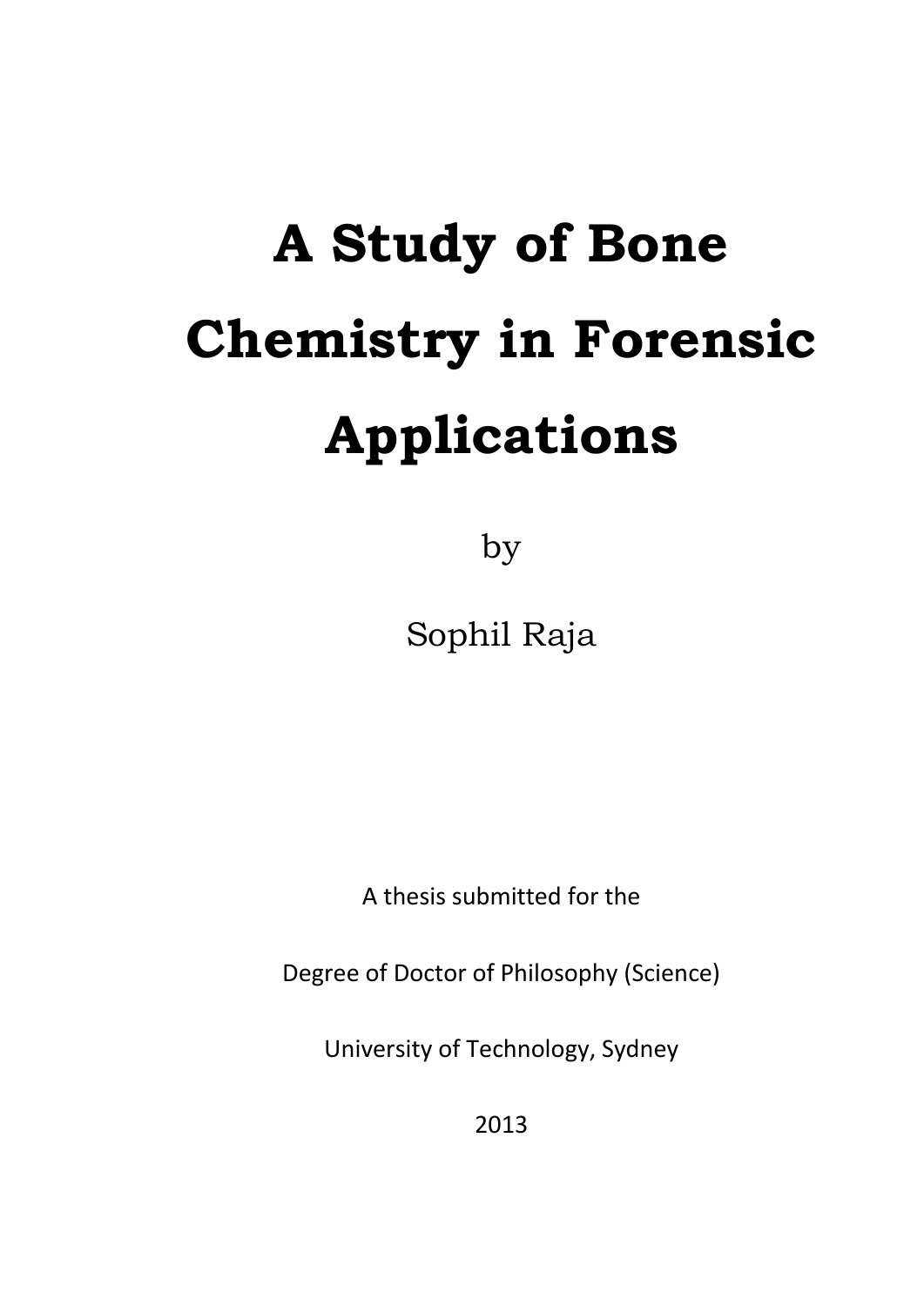# A Study of Bone Chemistry in Forensic Applications

by

Sophil Raja

A thesis submitted for the

Degree of Doctor of Philosophy (Science)

University of Technology, Sydney

2013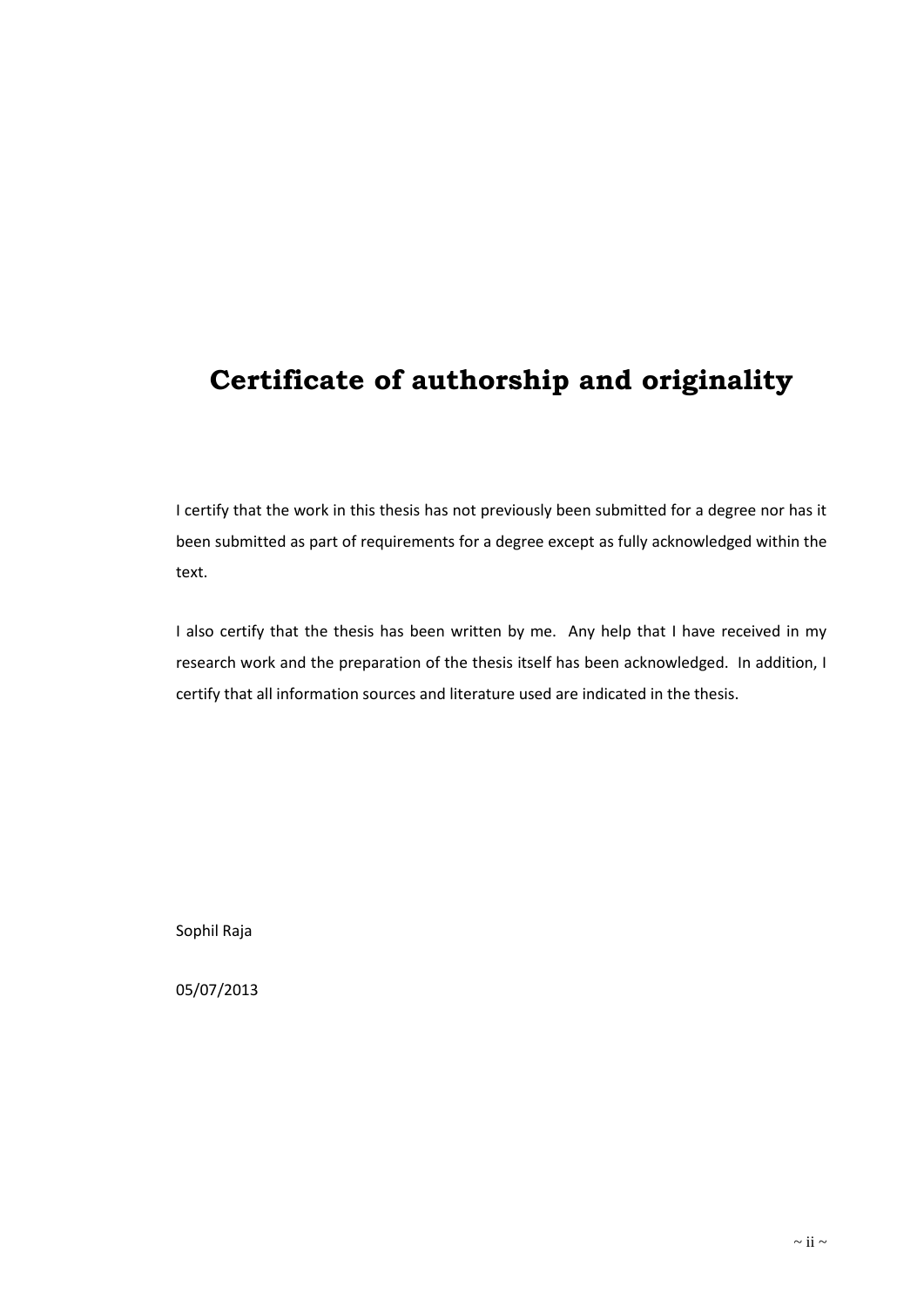# Certificate of authorship and originality

I certify that the work in this thesis has not previously been submitted for a degree nor has it been submitted as part of requirements for a degree except as fully acknowledged within the text.

I also certify that the thesis has been written by me. Any help that I have received in my research work and the preparation of the thesis itself has been acknowledged. In addition, I certify that all information sources and literature used are indicated in the thesis.

Sophil Raja

05/07/2013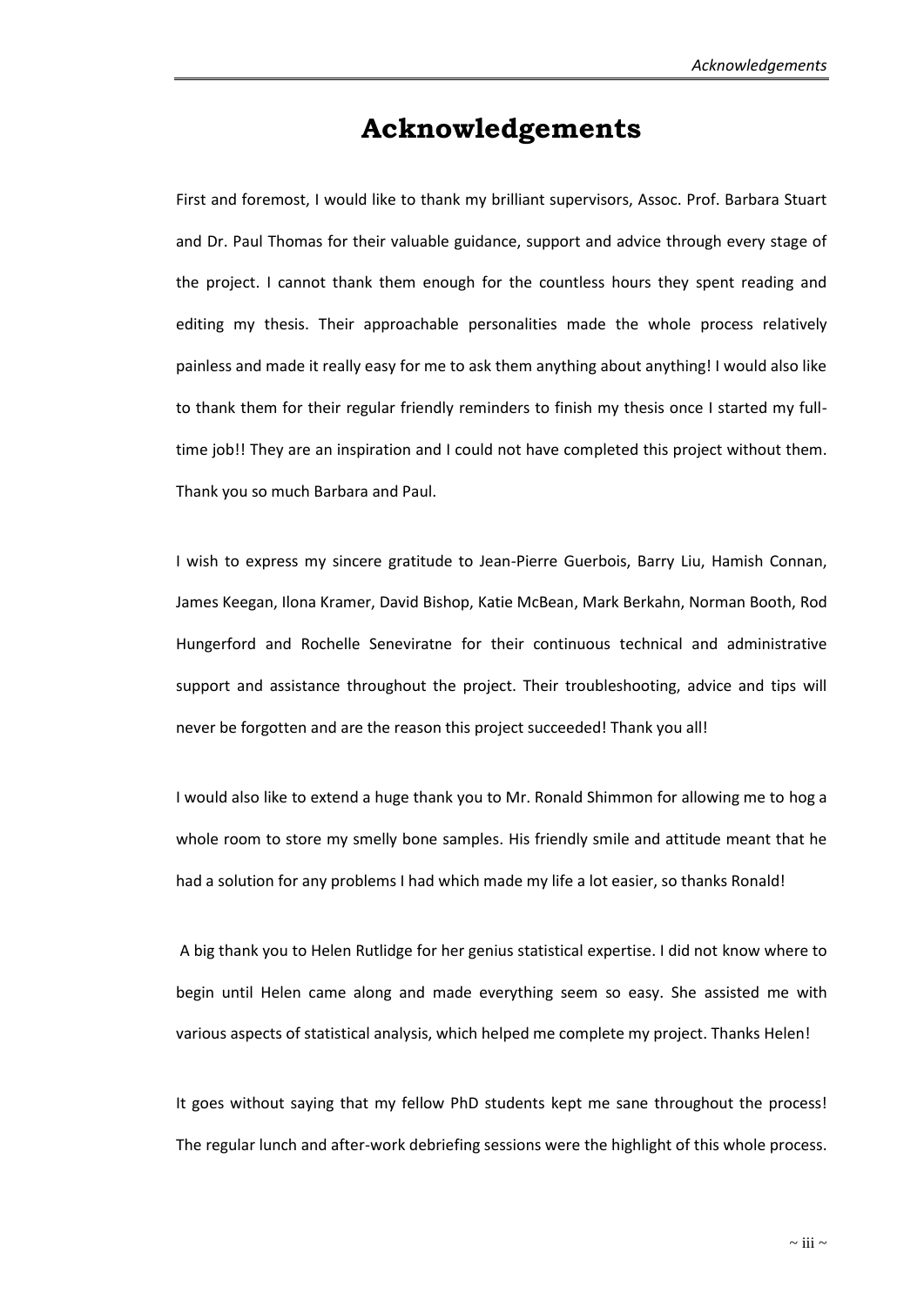# Acknowledgements

First and foremost, I would like to thank my brilliant supervisors, Assoc. Prof. Barbara Stuart and Dr. Paul Thomas for their valuable guidance, support and advice through every stage of the project. I cannot thank them enough for the countless hours they spent reading and editing my thesis. Their approachable personalities made the whole process relatively painless and made it really easy for me to ask them anything about anything! I would also like to thank them for their regular friendly reminders to finish my thesis once I started my full-time job!! They are an inspiration and I could not have completed this project without them. Thank you so much Barbara and Paul.

I wish to express my sincere gratitude to Jean-Pierre Guerbois, Barry Liu, Hamish Connan, James Keegan, Ilona Kramer, David Bishop, Katie McBean, Mark Berkahn, Norman Booth, Rod Hungerford and Rochelle Seneviratne for their continuous technical and administrative support and assistance throughout the project. Their troubleshooting, advice and tips will never be forgotten and are the reason this project succeeded! Thank you all!

I would also like to extend a huge thank you to Mr. Ronald Shimmon for allowing me to hog a whole room to store my smelly bone samples. His friendly smile and attitude meant that he had a solution for any problems I had which made my life a lot easier, so thanks Ronald!

A big thank you to Helen Rutlidge for her genius statistical expertise. I did not know where to begin until Helen came along and made everything seem so easy. She assisted me with various aspects of statistical analysis, which helped me complete my project. Thanks Helen!

It goes without saying that my fellow PhD students kept me sane throughout the process! The regular lunch and after-work debriefing sessions were the highlight of this whole process.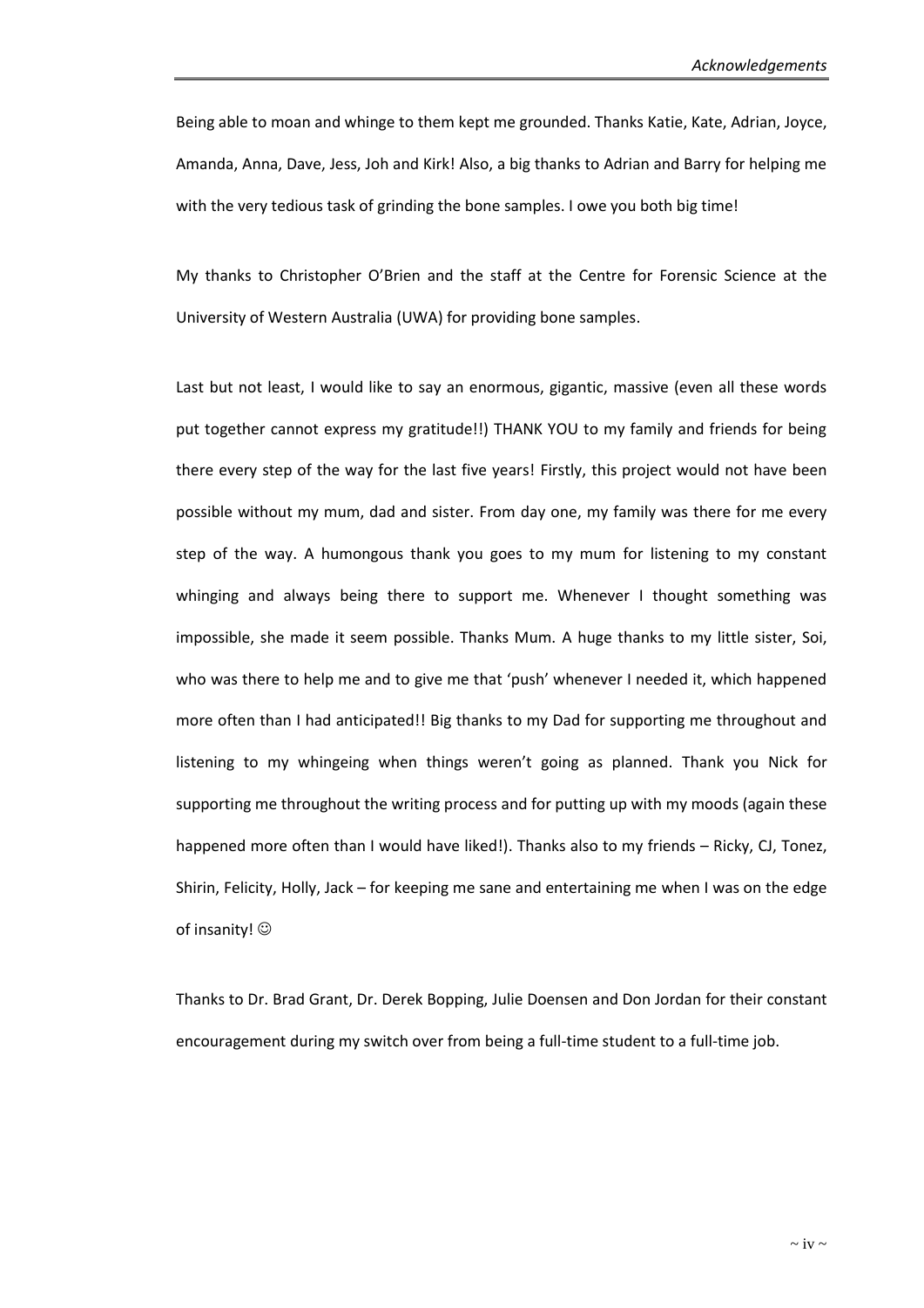Being able to moan and whinge to them kept me grounded. Thanks Katie, Kate, Adrian, Joyce, Amanda, Anna, Dave, Jess, Joh and Kirk! Also, a big thanks to Adrian and Barry for helping me with the very tedious task of grinding the bone samples. I owe you both big time!

My thanks to Christopher O'Brien and the staff at the Centre for Forensic Science at the University of Western Australia (UWA) for providing bone samples.

Last but not least, I would like to say an enormous, gigantic, massive (even all these words put together cannot express my gratitude!!) THANK YOU to my family and friends for being there every step of the way for the last five years! Firstly, this project would not have been possible without my mum, dad and sister. From day one, my family was there for me every step of the way. A humongous thank you goes to my mum for listening to my constant whinging and always being there to support me. Whenever I thought something was impossible, she made it seem possible. Thanks Mum. A huge thanks to my little sister, Soi, who was there to help me and to give me that 'push' whenever I needed it, which happened more often than I had anticipated!! Big thanks to my Dad for supporting me throughout and listening to my whingeing when things weren't going as planned. Thank you Nick for supporting me throughout the writing process and for putting up with my moods (again these happened more often than I would have liked!). Thanks also to my friends – Ricky, CJ, Tonez, Shirin, Felicity, Holly, Jack – for keeping me sane and entertaining me when I was on the edge of insanity! ☺

Thanks to Dr. Brad Grant, Dr. Derek Bopping, Julie Doensen and Don Jordan for their constant encouragement during my switch over from being a full-time student to a full-time job.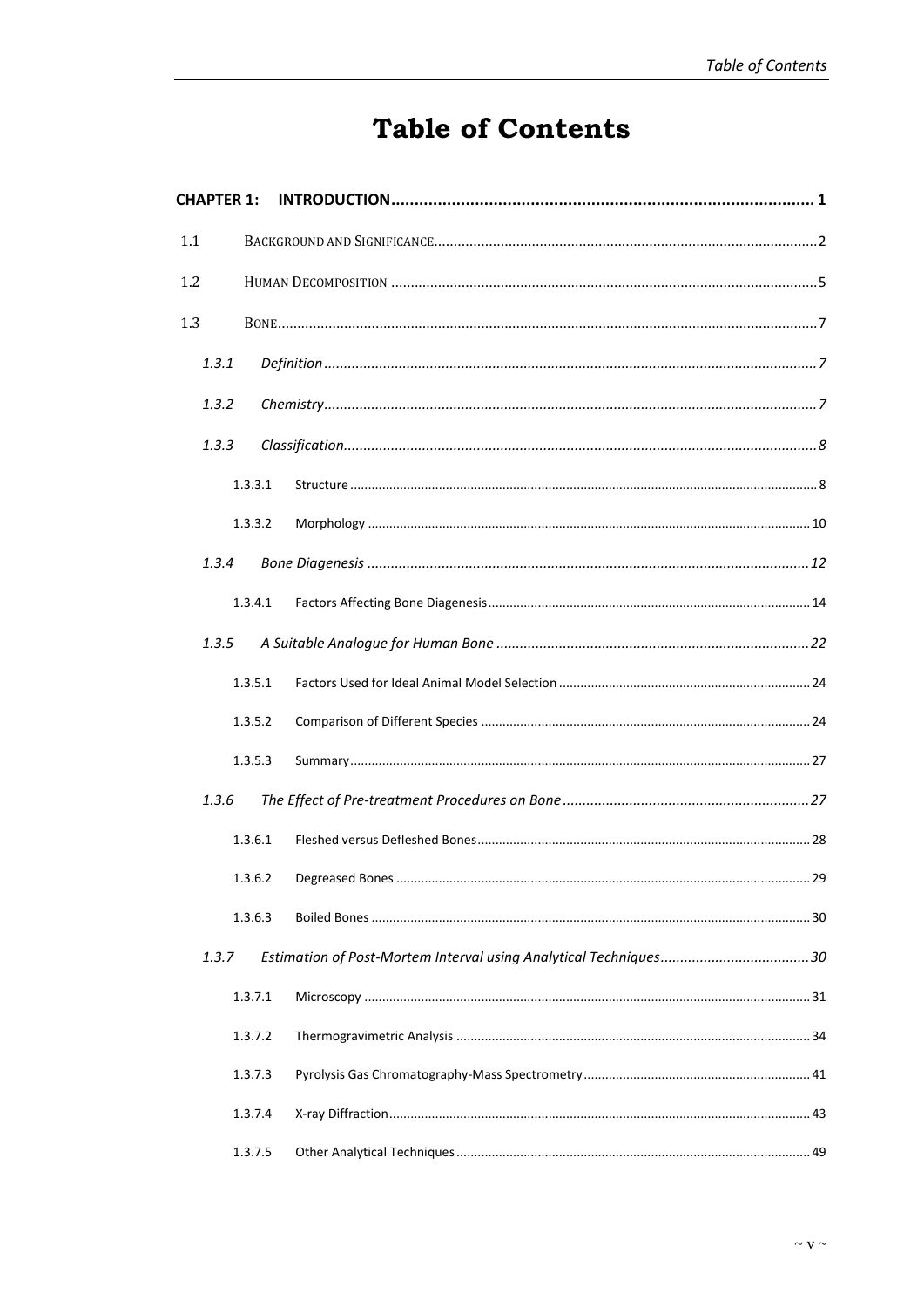# Table of Contents

**CHAPTER 1: INTRODUCTION ........................................................................................ 1**

1.1 BACKGROUND AND SIGNIFICANCE ........................................................................................ 2

1.2 HUMAN DECOMPOSITION ........................................................................................ 5

1.3 BONE ........................................................................................ 7

*1.3.1 Definition ........................................................................................ 7*

*1.3.2 Chemistry ........................................................................................ 7*

*1.3.3 Classification ........................................................................................ 8*

1.3.3.1 Structure ........................................................................................ 8

1.3.3.2 Morphology ........................................................................................ 10

*1.3.4 Bone Diagenesis ........................................................................................ 12*

1.3.4.1 Factors Affecting Bone Diagenesis ........................................................................................ 14

*1.3.5 A Suitable Analogue for Human Bone ........................................................................................ 22*

1.3.5.1 Factors Used for Ideal Animal Model Selection ........................................................................................ 24

1.3.5.2 Comparison of Different Species ........................................................................................ 24

1.3.5.3 Summary ........................................................................................ 27

*1.3.6 The Effect of Pre-treatment Procedures on Bone ........................................................................................ 27*

1.3.6.1 Fleshed versus Defleshed Bones ........................................................................................ 28

1.3.6.2 Degreased Bones ........................................................................................ 29

1.3.6.3 Boiled Bones ........................................................................................ 30

*1.3.7 Estimation of Post-Mortem Interval using Analytical Techniques ........................................................................................ 30*

1.3.7.1 Microscopy ........................................................................................ 31

1.3.7.2 Thermogravimetric Analysis ........................................................................................ 34

1.3.7.3 Pyrolysis Gas Chromatography-Mass Spectrometry ........................................................................................ 41

1.3.7.4 X-ray Diffraction ........................................................................................ 43

1.3.7.5 Other Analytical Techniques ........................................................................................ 49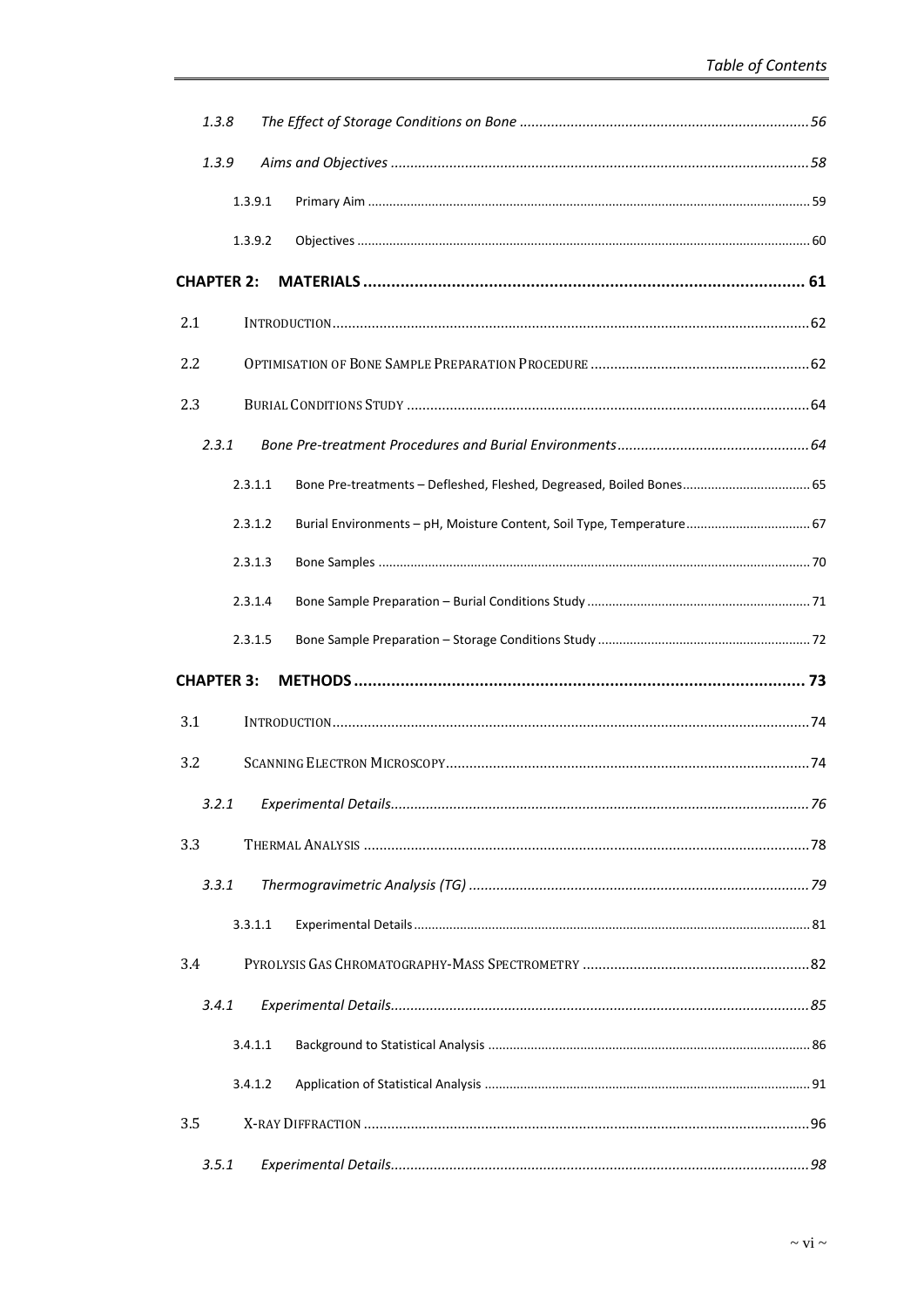*1.3.8 The Effect of Storage Conditions on Bone ........................................................................56*

*1.3.9 Aims and Objectives ..........................................................................................................58*

1.3.9.1 Primary Aim ........................................................................................................................ 59

1.3.9.2 Objectives ............................................................................................................................ 60

**CHAPTER 2: MATERIALS ............................................................................................. 61**

2.1 INTRODUCTION ........................................................................................................................62

2.2 OPTIMISATION OF BONE SAMPLE PREPARATION PROCEDURE .......................................................62

2.3 BURIAL CONDITIONS STUDY .....................................................................................................64

*2.3.1 Bone Pre-treatment Procedures and Burial Environments ................................................64*

2.3.1.1 Bone Pre-treatments – Defleshed, Fleshed, Degreased, Boiled Bones .................................. 65

2.3.1.2 Burial Environments – pH, Moisture Content, Soil Type, Temperature .................................. 67

2.3.1.3 Bone Samples ...................................................................................................................... 70

2.3.1.4 Bone Sample Preparation – Burial Conditions Study ............................................................ 71

2.3.1.5 Bone Sample Preparation – Storage Conditions Study .......................................................... 72

**CHAPTER 3: METHODS ................................................................................................ 73**

3.1 INTRODUCTION ........................................................................................................................74

3.2 SCANNING ELECTRON MICROSCOPY ..........................................................................................74

*3.2.1 Experimental Details ...........................................................................................................76*

3.3 THERMAL ANALYSIS ................................................................................................................78

*3.3.1 Thermogravimetric Analysis (TG) ......................................................................................79*

3.3.1.1 Experimental Details ............................................................................................................ 81

3.4 PYROLYSIS GAS CHROMATOGRAPHY-MASS SPECTROMETRY .........................................................82

*3.4.1 Experimental Details ...........................................................................................................85*

3.4.1.1 Background to Statistical Analysis ........................................................................................ 86

3.4.1.2 Application of Statistical Analysis .......................................................................................... 91

3.5 X-RAY DIFFRACTION ................................................................................................................96

*3.5.1 Experimental Details ...........................................................................................................98*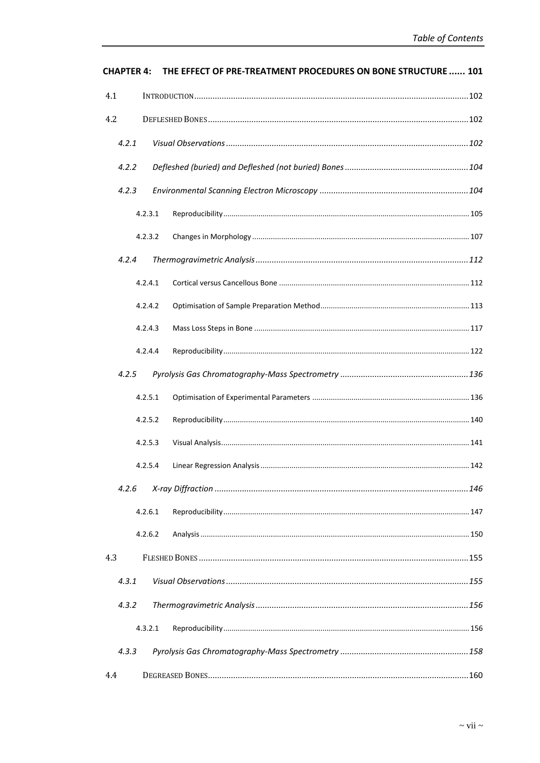**CHAPTER 4: THE EFFECT OF PRE-TREATMENT PROCEDURES ON BONE STRUCTURE ...... 101**

4.1 INTRODUCTION....................................................................................................................102

4.2 DEFLESHED BONES..............................................................................................................102

*4.2.1 Visual Observations ...................................................................................................102*

*4.2.2 Defleshed (buried) and Defleshed (not buried) Bones ....................................................104*

*4.2.3 Environmental Scanning Electron Microscopy ...............................................................104*

4.2.3.1 Reproducibility.......................................................................................................105

4.2.3.2 Changes in Morphology ..........................................................................................107

*4.2.4 Thermogravimetric Analysis ........................................................................................112*

4.2.4.1 Cortical versus Cancellous Bone ..............................................................................112

4.2.4.2 Optimisation of Sample Preparation Method.............................................................113

4.2.4.3 Mass Loss Steps in Bone .........................................................................................117

4.2.4.4 Reproducibility.......................................................................................................122

*4.2.5 Pyrolysis Gas Chromatography-Mass Spectrometry .......................................................136*

4.2.5.1 Optimisation of Experimental Parameters ..................................................................136

4.2.5.2 Reproducibility.......................................................................................................140

4.2.5.3 Visual Analysis.......................................................................................................141

4.2.5.4 Linear Regression Analysis ......................................................................................142

*4.2.6 X-ray Diffraction .......................................................................................................146*

4.2.6.1 Reproducibility.......................................................................................................147

4.2.6.2 Analysis ................................................................................................................150

4.3 FLESHED BONES ...................................................................................................................155

*4.3.1 Visual Observations ...................................................................................................155*

*4.3.2 Thermogravimetric Analysis ........................................................................................156*

4.3.2.1 Reproducibility.......................................................................................................156

*4.3.3 Pyrolysis Gas Chromatography-Mass Spectrometry .......................................................158*

4.4 DEGREASED BONES..............................................................................................................160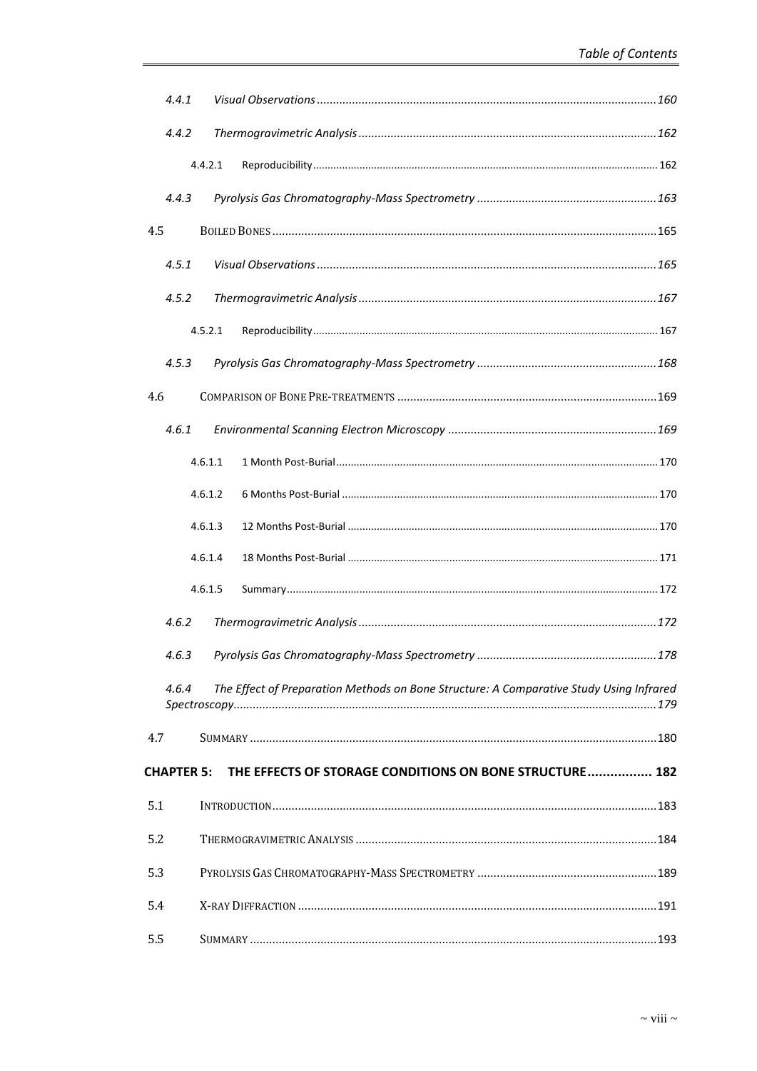4.4.1 *Visual Observations* ........ 160

4.4.2 *Thermogravimetric Analysis* ........ 162

4.4.2.1 Reproducibility ........ 162

4.4.3 *Pyrolysis Gas Chromatography-Mass Spectrometry* ........ 163

4.5 BOILED BONES ........ 165

4.5.1 *Visual Observations* ........ 165

4.5.2 *Thermogravimetric Analysis* ........ 167

4.5.2.1 Reproducibility ........ 167

4.5.3 *Pyrolysis Gas Chromatography-Mass Spectrometry* ........ 168

4.6 COMPARISON OF BONE PRE-TREATMENTS ........ 169

4.6.1 *Environmental Scanning Electron Microscopy* ........ 169

4.6.1.1 1 Month Post-Burial ........ 170

4.6.1.2 6 Months Post-Burial ........ 170

4.6.1.3 12 Months Post-Burial ........ 170

4.6.1.4 18 Months Post-Burial ........ 171

4.6.1.5 Summary ........ 172

4.6.2 *Thermogravimetric Analysis* ........ 172

4.6.3 *Pyrolysis Gas Chromatography-Mass Spectrometry* ........ 178

4.6.4 *The Effect of Preparation Methods on Bone Structure: A Comparative Study Using Infrared Spectroscopy* ........ 179

4.7 SUMMARY ........ 180

**CHAPTER 5: THE EFFECTS OF STORAGE CONDITIONS ON BONE STRUCTURE ........ 182**

5.1 INTRODUCTION ........ 183

5.2 THERMOGRAVIMETRIC ANALYSIS ........ 184

5.3 PYROLYSIS GAS CHROMATOGRAPHY-MASS SPECTROMETRY ........ 189

5.4 X-RAY DIFFRACTION ........ 191

5.5 SUMMARY ........ 193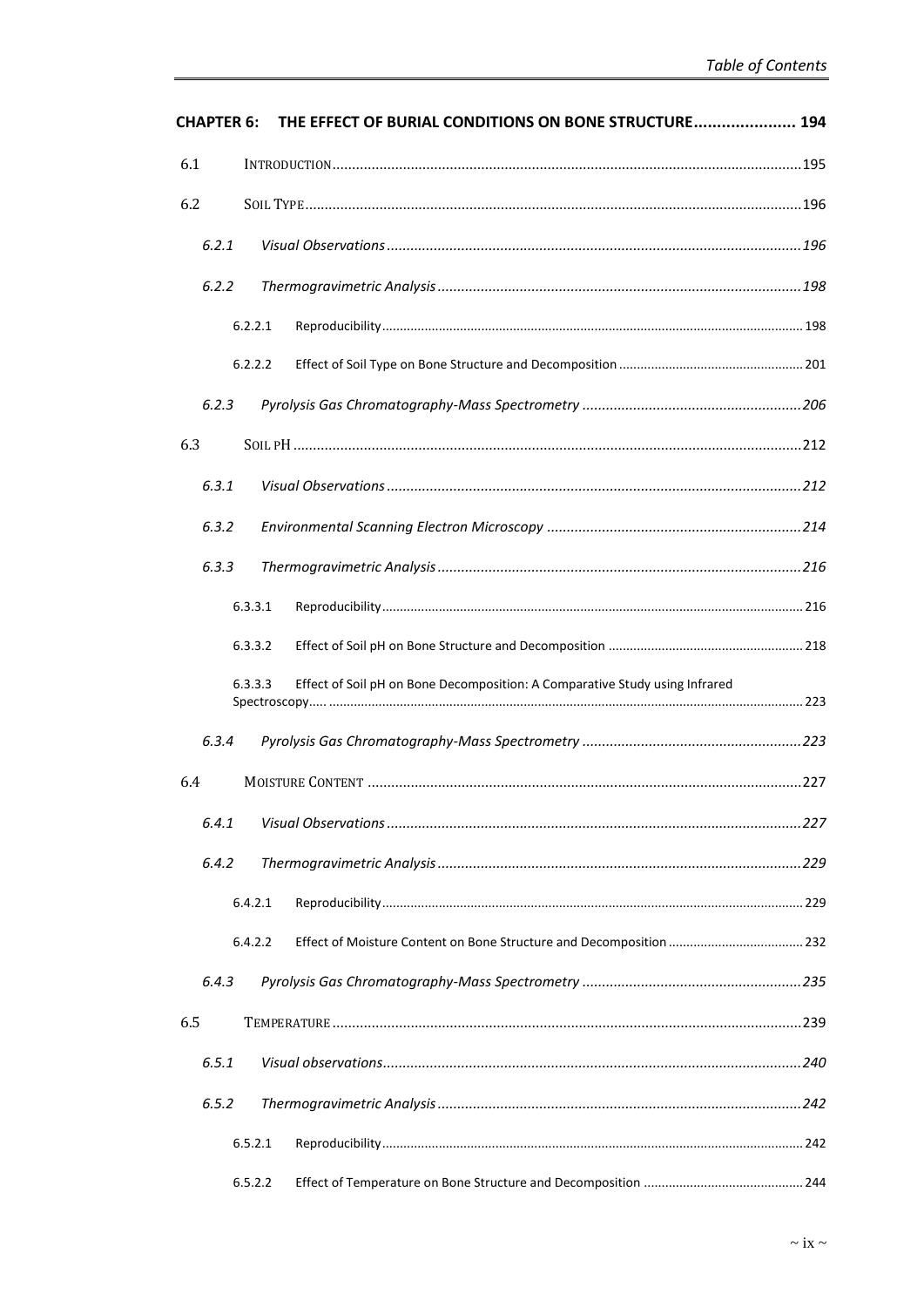**CHAPTER 6: THE EFFECT OF BURIAL CONDITIONS ON BONE STRUCTURE ...................... 194**

6.1 INTRODUCTION ........................................................................................................ 195

6.2 SOIL TYPE ............................................................................................................. 196

*6.2.1 Visual Observations ........................................................................................ 196*

*6.2.2 Thermogravimetric Analysis ............................................................................ 198*

6.2.2.1 Reproducibility ....................................................................................................... 198

6.2.2.2 Effect of Soil Type on Bone Structure and Decomposition .................................................... 201

*6.2.3 Pyrolysis Gas Chromatography-Mass Spectrometry ........................................................ 206*

6.3 SOIL PH ................................................................................................................ 212

*6.3.1 Visual Observations ........................................................................................ 212*

*6.3.2 Environmental Scanning Electron Microscopy ................................................................ 214*

*6.3.3 Thermogravimetric Analysis ............................................................................ 216*

6.3.3.1 Reproducibility ....................................................................................................... 216

6.3.3.2 Effect of Soil pH on Bone Structure and Decomposition ....................................................... 218

6.3.3.3 Effect of Soil pH on Bone Decomposition: A Comparative Study using Infrared Spectroscopy..... ...................................................................................................................... 223

*6.3.4 Pyrolysis Gas Chromatography-Mass Spectrometry ........................................................ 223*

6.4 MOISTURE CONTENT .............................................................................................. 227

*6.4.1 Visual Observations ........................................................................................ 227*

*6.4.2 Thermogravimetric Analysis ............................................................................ 229*

6.4.2.1 Reproducibility ....................................................................................................... 229

6.4.2.2 Effect of Moisture Content on Bone Structure and Decomposition ...................................... 232

*6.4.3 Pyrolysis Gas Chromatography-Mass Spectrometry ........................................................ 235*

6.5 TEMPERATURE ....................................................................................................... 239

*6.5.1 Visual observations .......................................................................................... 240*

*6.5.2 Thermogravimetric Analysis ............................................................................ 242*

6.5.2.1 Reproducibility ....................................................................................................... 242

6.5.2.2 Effect of Temperature on Bone Structure and Decomposition ............................................. 244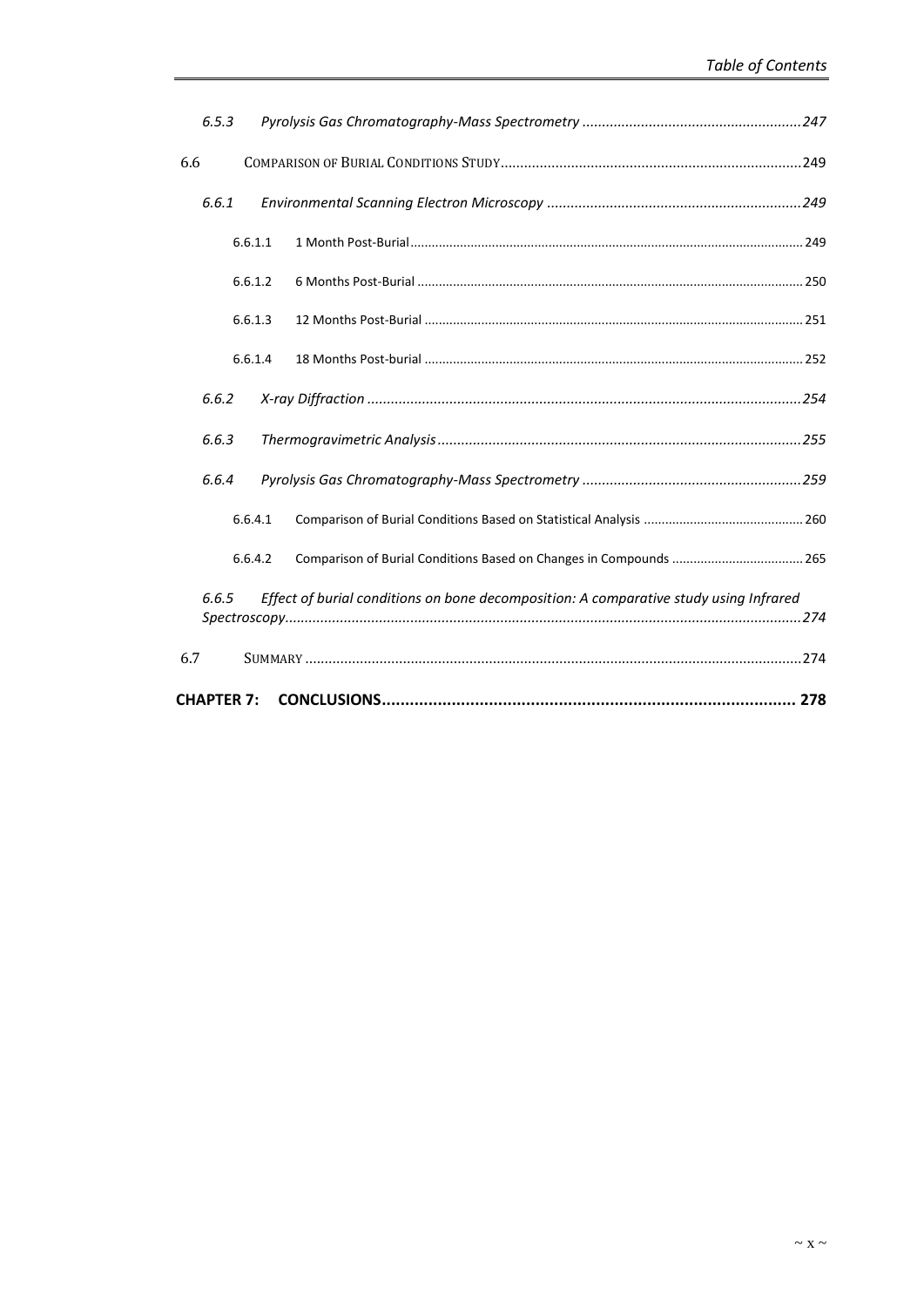*6.5.3 Pyrolysis Gas Chromatography-Mass Spectrometry .......................................................247*

6.6 COMPARISON OF BURIAL CONDITIONS STUDY...........................................................................249

*6.6.1 Environmental Scanning Electron Microscopy ................................................................249*

6.6.1.1 1 Month Post-Burial............................................................................................................. 249

6.6.1.2 6 Months Post-Burial ........................................................................................................... 250

6.6.1.3 12 Months Post-Burial ......................................................................................................... 251

6.6.1.4 18 Months Post-burial ......................................................................................................... 252

*6.6.2 X-ray Diffraction .............................................................................................................254*

*6.6.3 Thermogravimetric Analysis...........................................................................................255*

*6.6.4 Pyrolysis Gas Chromatography-Mass Spectrometry .......................................................259*

6.6.4.1 Comparison of Burial Conditions Based on Statistical Analysis ............................................ 260

6.6.4.2 Comparison of Burial Conditions Based on Changes in Compounds .................................... 265

*6.6.5 Effect of burial conditions on bone decomposition: A comparative study using Infrared Spectroscopy.................................................................................................................................274*

6.7 SUMMARY ............................................................................................................................274

**CHAPTER 7: CONCLUSIONS......................................................................................... 278**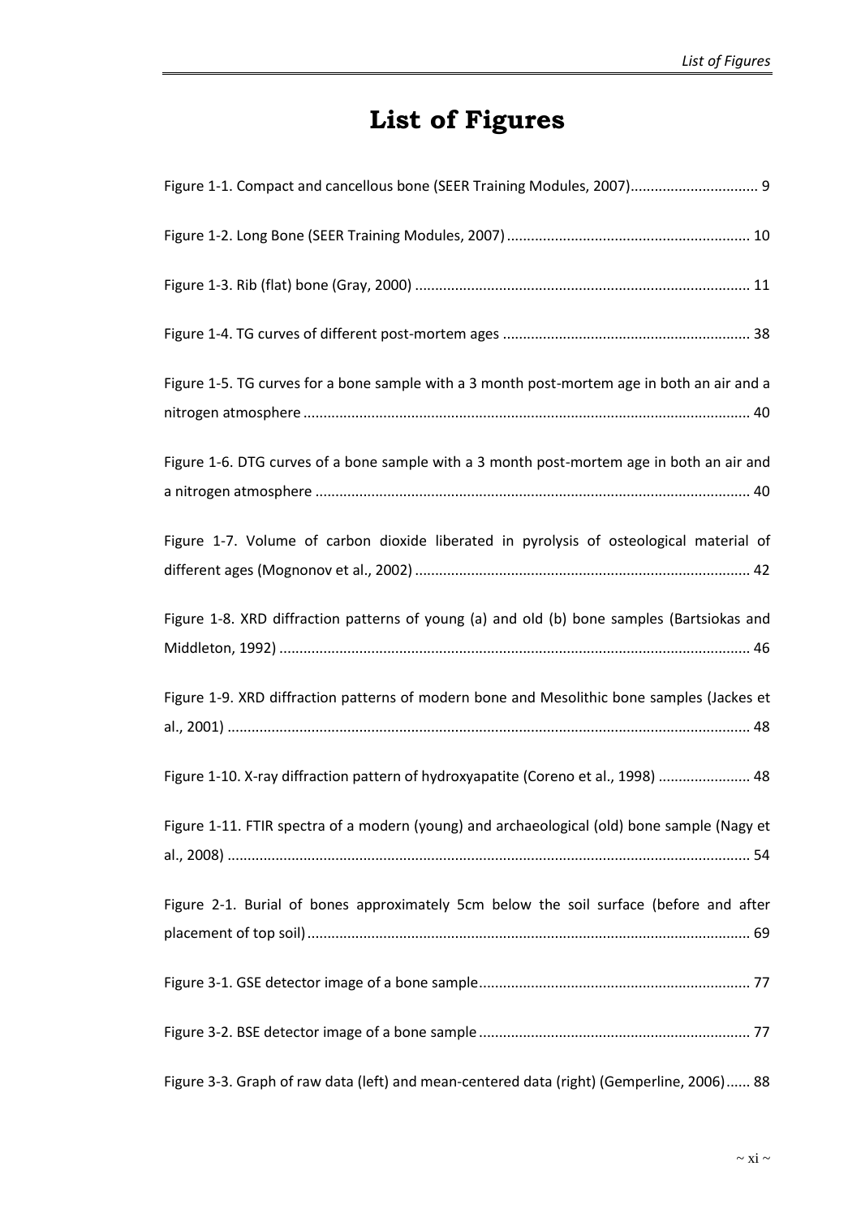# List of Figures

Figure 1-1. Compact and cancellous bone (SEER Training Modules, 2007)................................ 9

Figure 1-2. Long Bone (SEER Training Modules, 2007)............................................................ 10

Figure 1-3. Rib (flat) bone (Gray, 2000)................................................................................... 11

Figure 1-4. TG curves of different post-mortem ages ............................................................. 38

Figure 1-5. TG curves for a bone sample with a 3 month post-mortem age in both an air and a nitrogen atmosphere .............................................................................................................. 40

Figure 1-6. DTG curves of a bone sample with a 3 month post-mortem age in both an air and a nitrogen atmosphere ............................................................................................................ 40

Figure 1-7. Volume of carbon dioxide liberated in pyrolysis of osteological material of different ages (Mognonov et al., 2002)................................................................................... 42

Figure 1-8. XRD diffraction patterns of young (a) and old (b) bone samples (Bartsiokas and Middleton, 1992) .................................................................................................................... 46

Figure 1-9. XRD diffraction patterns of modern bone and Mesolithic bone samples (Jackes et al., 2001) ................................................................................................................................. 48

Figure 1-10. X-ray diffraction pattern of hydroxyapatite (Coreno et al., 1998) ....................... 48

Figure 1-11. FTIR spectra of a modern (young) and archaeological (old) bone sample (Nagy et al., 2008) ................................................................................................................................. 54

Figure 2-1. Burial of bones approximately 5cm below the soil surface (before and after placement of top soil)............................................................................................................. 69

Figure 3-1. GSE detector image of a bone sample................................................................... 77

Figure 3-2. BSE detector image of a bone sample ................................................................... 77

Figure 3-3. Graph of raw data (left) and mean-centered data (right) (Gemperline, 2006)...... 88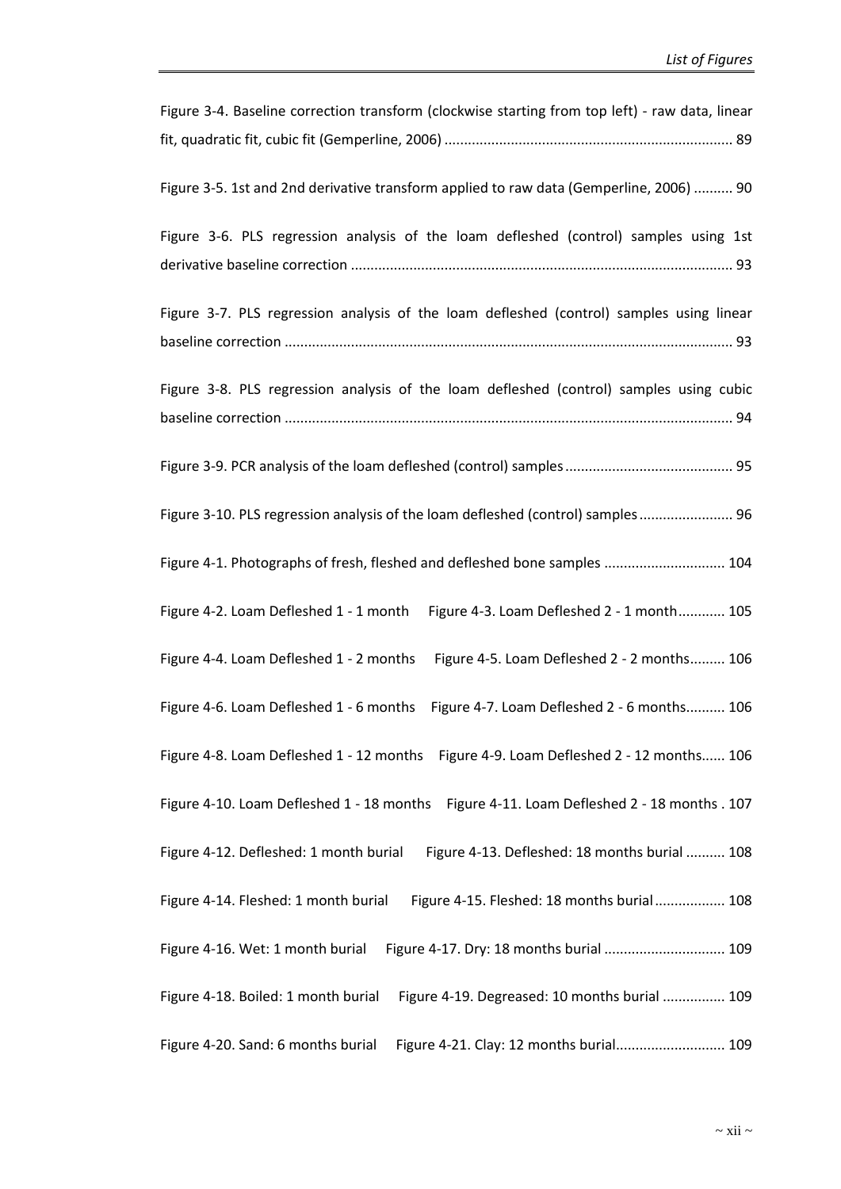Figure 3-4. Baseline correction transform (clockwise starting from top left) - raw data, linear fit, quadratic fit, cubic fit (Gemperline, 2006) ........................................................................ 89

Figure 3-5. 1st and 2nd derivative transform applied to raw data (Gemperline, 2006) .......... 90

Figure 3-6. PLS regression analysis of the loam defleshed (control) samples using 1st derivative baseline correction ................................................................................................ 93

Figure 3-7. PLS regression analysis of the loam defleshed (control) samples using linear baseline correction ................................................................................................................. 93

Figure 3-8. PLS regression analysis of the loam defleshed (control) samples using cubic baseline correction ................................................................................................................. 94

Figure 3-9. PCR analysis of the loam defleshed (control) samples .......................................... 95

Figure 3-10. PLS regression analysis of the loam defleshed (control) samples ........................ 96

Figure 4-1. Photographs of fresh, fleshed and defleshed bone samples ............................... 104

Figure 4-2. Loam Defleshed 1 - 1 month     Figure 4-3. Loam Defleshed 2 - 1 month............ 105

Figure 4-4. Loam Defleshed 1 - 2 months     Figure 4-5. Loam Defleshed 2 - 2 months......... 106

Figure 4-6. Loam Defleshed 1 - 6 months     Figure 4-7. Loam Defleshed 2 - 6 months.......... 106

Figure 4-8. Loam Defleshed 1 - 12 months     Figure 4-9. Loam Defleshed 2 - 12 months...... 106

Figure 4-10. Loam Defleshed 1 - 18 months     Figure 4-11. Loam Defleshed 2 - 18 months . 107

Figure 4-12. Defleshed: 1 month burial     Figure 4-13. Defleshed: 18 months burial .......... 108

Figure 4-14. Fleshed: 1 month burial     Figure 4-15. Fleshed: 18 months burial .................. 108

Figure 4-16. Wet: 1 month burial     Figure 4-17. Dry: 18 months burial ............................... 109

Figure 4-18. Boiled: 1 month burial     Figure 4-19. Degreased: 10 months burial ................ 109

Figure 4-20. Sand: 6 months burial     Figure 4-21. Clay: 12 months burial............................ 109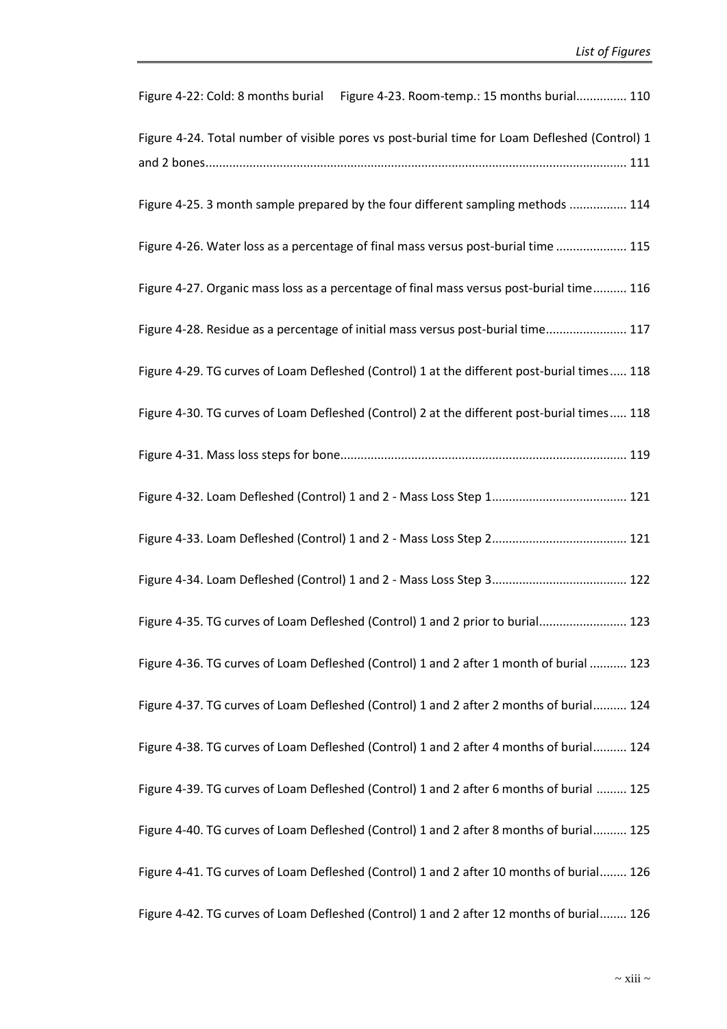Figure 4-22: Cold: 8 months burial Figure 4-23. Room-temp.: 15 months burial............... 110

Figure 4-24. Total number of visible pores vs post-burial time for Loam Defleshed (Control) 1 and 2 bones........................................................................................................................... 111

Figure 4-25. 3 month sample prepared by the four different sampling methods ................. 114

Figure 4-26. Water loss as a percentage of final mass versus post-burial time ..................... 115

Figure 4-27. Organic mass loss as a percentage of final mass versus post-burial time.......... 116

Figure 4-28. Residue as a percentage of initial mass versus post-burial time........................ 117

Figure 4-29. TG curves of Loam Defleshed (Control) 1 at the different post-burial times..... 118

Figure 4-30. TG curves of Loam Defleshed (Control) 2 at the different post-burial times..... 118

Figure 4-31. Mass loss steps for bone.................................................................................... 119

Figure 4-32. Loam Defleshed (Control) 1 and 2 - Mass Loss Step 1....................................... 121

Figure 4-33. Loam Defleshed (Control) 1 and 2 - Mass Loss Step 2....................................... 121

Figure 4-34. Loam Defleshed (Control) 1 and 2 - Mass Loss Step 3....................................... 122

Figure 4-35. TG curves of Loam Defleshed (Control) 1 and 2 prior to burial.......................... 123

Figure 4-36. TG curves of Loam Defleshed (Control) 1 and 2 after 1 month of burial ........... 123

Figure 4-37. TG curves of Loam Defleshed (Control) 1 and 2 after 2 months of burial.......... 124

Figure 4-38. TG curves of Loam Defleshed (Control) 1 and 2 after 4 months of burial.......... 124

Figure 4-39. TG curves of Loam Defleshed (Control) 1 and 2 after 6 months of burial ......... 125

Figure 4-40. TG curves of Loam Defleshed (Control) 1 and 2 after 8 months of burial.......... 125

Figure 4-41. TG curves of Loam Defleshed (Control) 1 and 2 after 10 months of burial........ 126

Figure 4-42. TG curves of Loam Defleshed (Control) 1 and 2 after 12 months of burial........ 126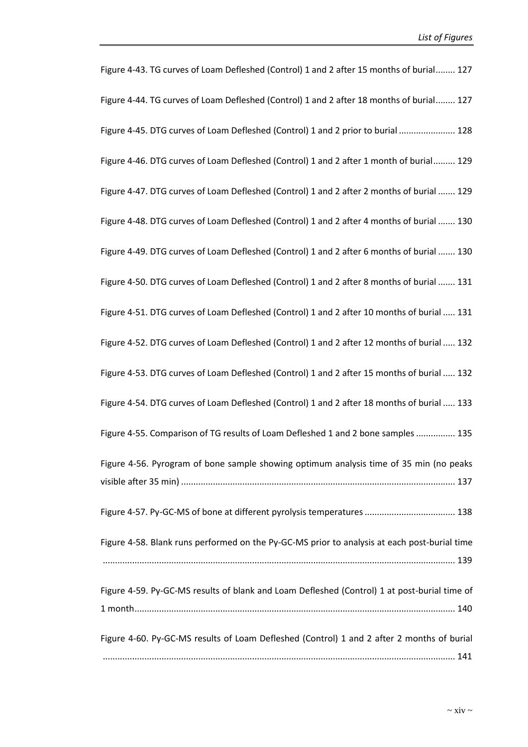Figure 4-43. TG curves of Loam Defleshed (Control) 1 and 2 after 15 months of burial........ 127

Figure 4-44. TG curves of Loam Defleshed (Control) 1 and 2 after 18 months of burial........ 127

Figure 4-45. DTG curves of Loam Defleshed (Control) 1 and 2 prior to burial ....................... 128

Figure 4-46. DTG curves of Loam Defleshed (Control) 1 and 2 after 1 month of burial......... 129

Figure 4-47. DTG curves of Loam Defleshed (Control) 1 and 2 after 2 months of burial ....... 129

Figure 4-48. DTG curves of Loam Defleshed (Control) 1 and 2 after 4 months of burial ....... 130

Figure 4-49. DTG curves of Loam Defleshed (Control) 1 and 2 after 6 months of burial ....... 130

Figure 4-50. DTG curves of Loam Defleshed (Control) 1 and 2 after 8 months of burial ....... 131

Figure 4-51. DTG curves of Loam Defleshed (Control) 1 and 2 after 10 months of burial ..... 131

Figure 4-52. DTG curves of Loam Defleshed (Control) 1 and 2 after 12 months of burial ..... 132

Figure 4-53. DTG curves of Loam Defleshed (Control) 1 and 2 after 15 months of burial ..... 132

Figure 4-54. DTG curves of Loam Defleshed (Control) 1 and 2 after 18 months of burial ..... 133

Figure 4-55. Comparison of TG results of Loam Defleshed 1 and 2 bone samples ................ 135

Figure 4-56. Pyrogram of bone sample showing optimum analysis time of 35 min (no peaks visible after 35 min) .............................................................................................................. 137

Figure 4-57. Py-GC-MS of bone at different pyrolysis temperatures .................................... 138

Figure 4-58. Blank runs performed on the Py-GC-MS prior to analysis at each post-burial time .............................................................................................................................................. 139

Figure 4-59. Py-GC-MS results of blank and Loam Defleshed (Control) 1 at post-burial time of 1 month................................................................................................................................. 140

Figure 4-60. Py-GC-MS results of Loam Defleshed (Control) 1 and 2 after 2 months of burial .............................................................................................................................................. 141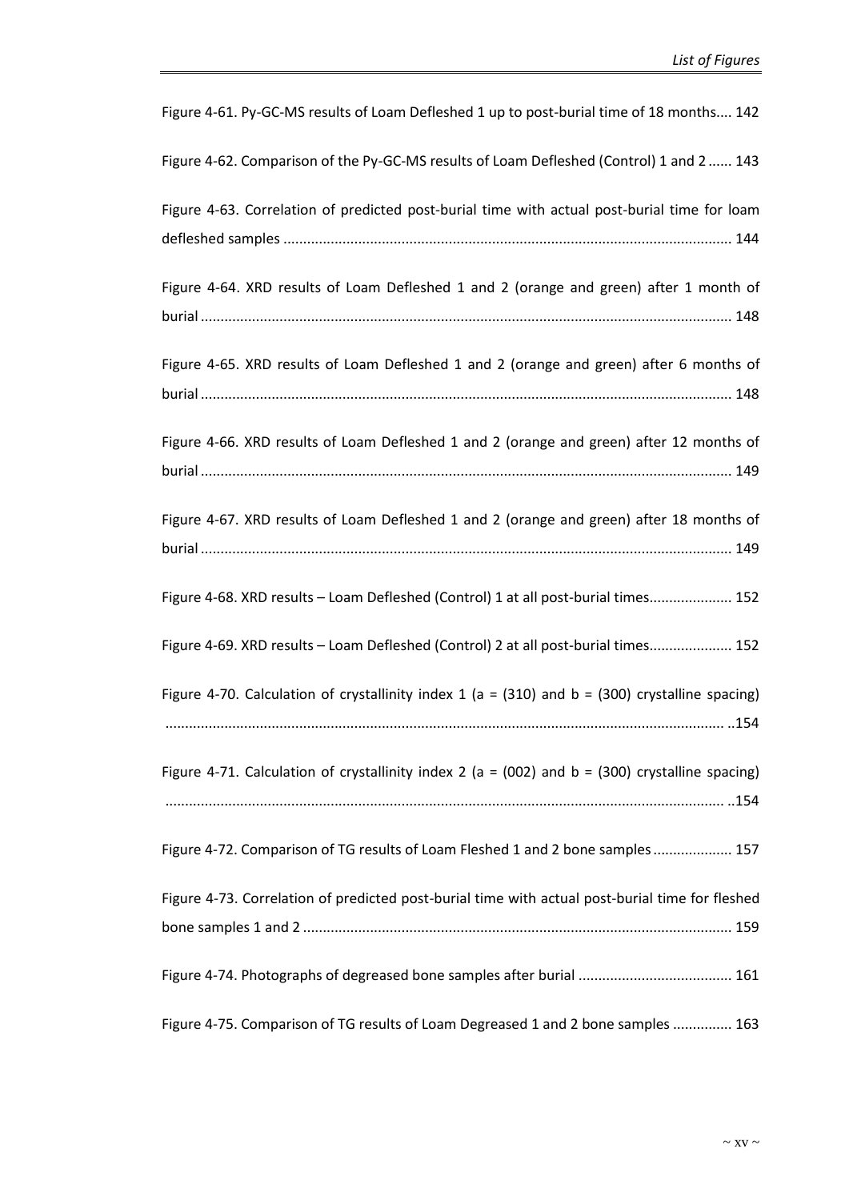Figure 4-61. Py-GC-MS results of Loam Defleshed 1 up to post-burial time of 18 months.... 142

Figure 4-62. Comparison of the Py-GC-MS results of Loam Defleshed (Control) 1 and 2 ...... 143

Figure 4-63. Correlation of predicted post-burial time with actual post-burial time for loam defleshed samples ................................................................................................................ 144

Figure 4-64. XRD results of Loam Defleshed 1 and 2 (orange and green) after 1 month of burial ..................................................................................................................................... 148

Figure 4-65. XRD results of Loam Defleshed 1 and 2 (orange and green) after 6 months of burial ..................................................................................................................................... 148

Figure 4-66. XRD results of Loam Defleshed 1 and 2 (orange and green) after 12 months of burial ..................................................................................................................................... 149

Figure 4-67. XRD results of Loam Defleshed 1 and 2 (orange and green) after 18 months of burial ..................................................................................................................................... 149

Figure 4-68. XRD results – Loam Defleshed (Control) 1 at all post-burial times.................... 152

Figure 4-69. XRD results – Loam Defleshed (Control) 2 at all post-burial times.................... 152

Figure 4-70. Calculation of crystallinity index 1 (a = (310) and b = (300) crystalline spacing) ............................................................................................................................................ ..154

Figure 4-71. Calculation of crystallinity index 2 (a = (002) and b = (300) crystalline spacing) ............................................................................................................................................ ..154

Figure 4-72. Comparison of TG results of Loam Fleshed 1 and 2 bone samples .................... 157

Figure 4-73. Correlation of predicted post-burial time with actual post-burial time for fleshed bone samples 1 and 2 ............................................................................................................ 159

Figure 4-74. Photographs of degreased bone samples after burial ...................................... 161

Figure 4-75. Comparison of TG results of Loam Degreased 1 and 2 bone samples ............... 163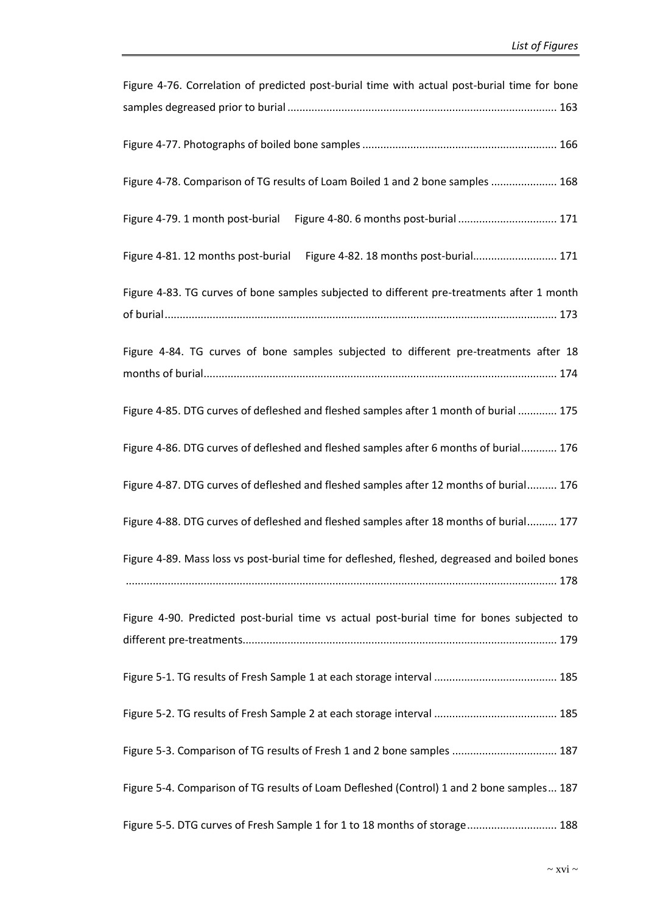Figure 4-76. Correlation of predicted post-burial time with actual post-burial time for bone samples degreased prior to burial ........................................................................................ 163

Figure 4-77. Photographs of boiled bone samples ................................................................ 166

Figure 4-78. Comparison of TG results of Loam Boiled 1 and 2 bone samples ...................... 168

Figure 4-79. 1 month post-burial     Figure 4-80. 6 months post-burial ................................ 171

Figure 4-81. 12 months post-burial     Figure 4-82. 18 months post-burial............................ 171

Figure 4-83. TG curves of bone samples subjected to different pre-treatments after 1 month of burial ................................................................................................................................ 173

Figure 4-84. TG curves of bone samples subjected to different pre-treatments after 18 months of burial.................................................................................................................... 174

Figure 4-85. DTG curves of defleshed and fleshed samples after 1 month of burial ............. 175

Figure 4-86. DTG curves of defleshed and fleshed samples after 6 months of burial............ 176

Figure 4-87. DTG curves of defleshed and fleshed samples after 12 months of burial.......... 176

Figure 4-88. DTG curves of defleshed and fleshed samples after 18 months of burial.......... 177

Figure 4-89. Mass loss vs post-burial time for defleshed, fleshed, degreased and boiled bones ............................................................................................................................................ 178

Figure 4-90. Predicted post-burial time vs actual post-burial time for bones subjected to different pre-treatments....................................................................................................... 179

Figure 5-1. TG results of Fresh Sample 1 at each storage interval ......................................... 185

Figure 5-2. TG results of Fresh Sample 2 at each storage interval ......................................... 185

Figure 5-3. Comparison of TG results of Fresh 1 and 2 bone samples ................................... 187

Figure 5-4. Comparison of TG results of Loam Defleshed (Control) 1 and 2 bone samples... 187

Figure 5-5. DTG curves of Fresh Sample 1 for 1 to 18 months of storage............................. 188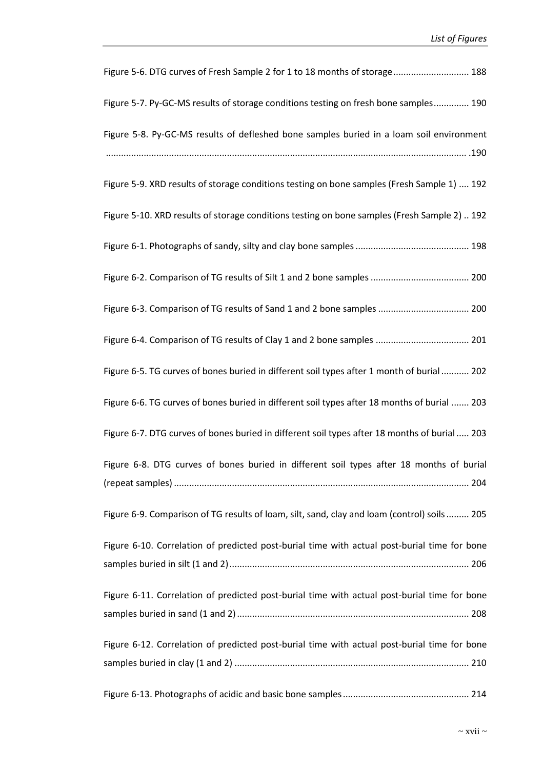Figure 5-6. DTG curves of Fresh Sample 2 for 1 to 18 months of storage .............................. 188

Figure 5-7. Py-GC-MS results of storage conditions testing on fresh bone samples.............. 190

Figure 5-8. Py-GC-MS results of defleshed bone samples buried in a loam soil environment ............................................................................................................................................. 190

Figure 5-9. XRD results of storage conditions testing on bone samples (Fresh Sample 1) .... 192

Figure 5-10. XRD results of storage conditions testing on bone samples (Fresh Sample 2) .. 192

Figure 6-1. Photographs of sandy, silty and clay bone samples ............................................. 198

Figure 6-2. Comparison of TG results of Silt 1 and 2 bone samples ....................................... 200

Figure 6-3. Comparison of TG results of Sand 1 and 2 bone samples .................................... 200

Figure 6-4. Comparison of TG results of Clay 1 and 2 bone samples ..................................... 201

Figure 6-5. TG curves of bones buried in different soil types after 1 month of burial ........... 202

Figure 6-6. TG curves of bones buried in different soil types after 18 months of burial ....... 203

Figure 6-7. DTG curves of bones buried in different soil types after 18 months of burial ..... 203

Figure 6-8. DTG curves of bones buried in different soil types after 18 months of burial (repeat samples) .................................................................................................................... 204

Figure 6-9. Comparison of TG results of loam, silt, sand, clay and loam (control) soils ......... 205

Figure 6-10. Correlation of predicted post-burial time with actual post-burial time for bone samples buried in silt (1 and 2) .............................................................................................. 206

Figure 6-11. Correlation of predicted post-burial time with actual post-burial time for bone samples buried in sand (1 and 2) ............................................................................................ 208

Figure 6-12. Correlation of predicted post-burial time with actual post-burial time for bone samples buried in clay (1 and 2) ............................................................................................. 210

Figure 6-13. Photographs of acidic and basic bone samples .................................................. 214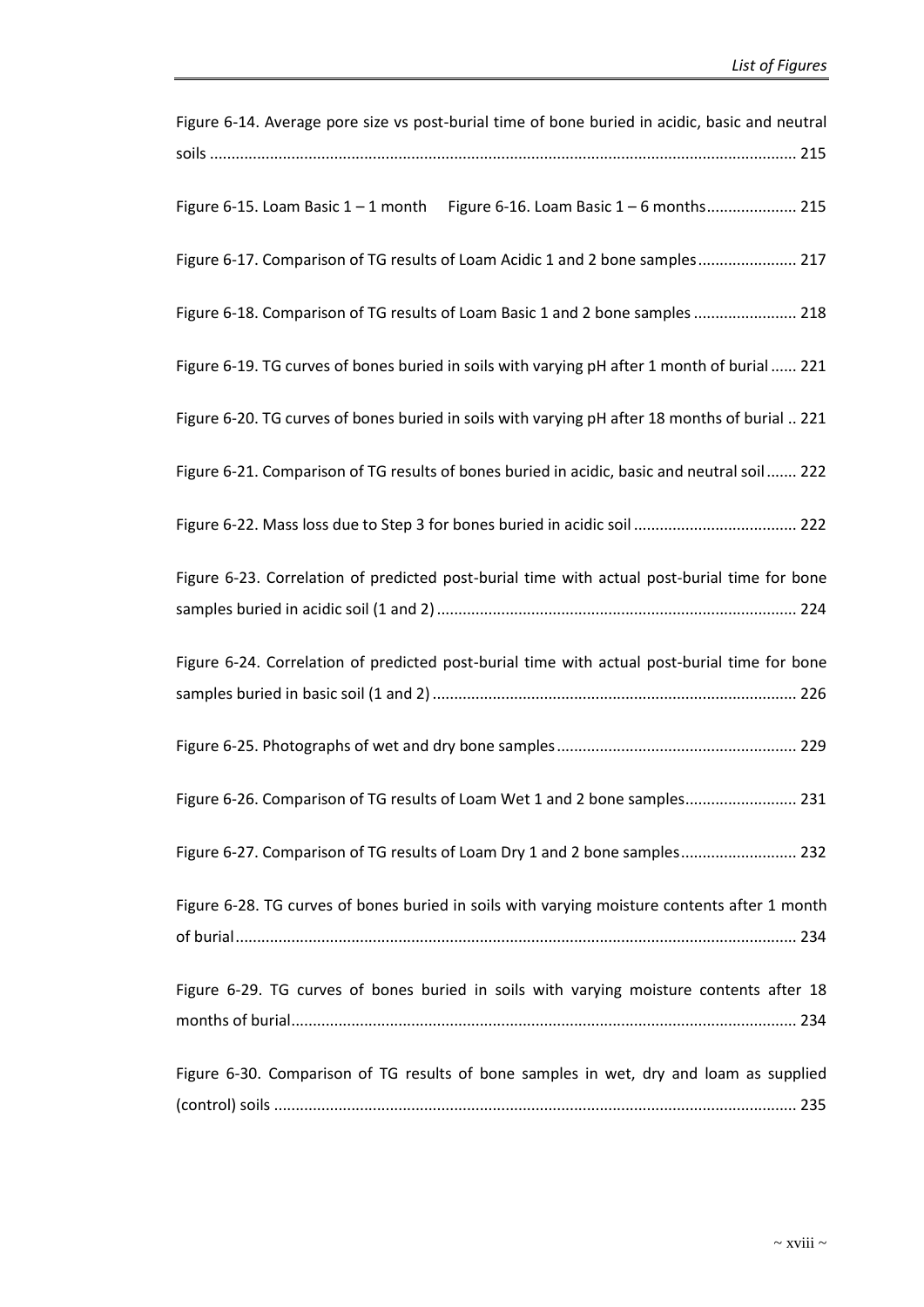Figure 6-14. Average pore size vs post-burial time of bone buried in acidic, basic and neutral soils ........................................................................................................................ 215

Figure 6-15. Loam Basic 1 – 1 month     Figure 6-16. Loam Basic 1 – 6 months..................... 215

Figure 6-17. Comparison of TG results of Loam Acidic 1 and 2 bone samples....................... 217

Figure 6-18. Comparison of TG results of Loam Basic 1 and 2 bone samples ........................ 218

Figure 6-19. TG curves of bones buried in soils with varying pH after 1 month of burial ...... 221

Figure 6-20. TG curves of bones buried in soils with varying pH after 18 months of burial .. 221

Figure 6-21. Comparison of TG results of bones buried in acidic, basic and neutral soil....... 222

Figure 6-22. Mass loss due to Step 3 for bones buried in acidic soil ...................................... 222

Figure 6-23. Correlation of predicted post-burial time with actual post-burial time for bone samples buried in acidic soil (1 and 2) .................................................................................. 224

Figure 6-24. Correlation of predicted post-burial time with actual post-burial time for bone samples buried in basic soil (1 and 2) .................................................................................... 226

Figure 6-25. Photographs of wet and dry bone samples ........................................................ 229

Figure 6-26. Comparison of TG results of Loam Wet 1 and 2 bone samples.......................... 231

Figure 6-27. Comparison of TG results of Loam Dry 1 and 2 bone samples........................... 232

Figure 6-28. TG curves of bones buried in soils with varying moisture contents after 1 month of burial................................................................................................................................. 234

Figure 6-29. TG curves of bones buried in soils with varying moisture contents after 18 months of burial..................................................................................................................... 234

Figure 6-30. Comparison of TG results of bone samples in wet, dry and loam as supplied (control) soils ......................................................................................................................... 235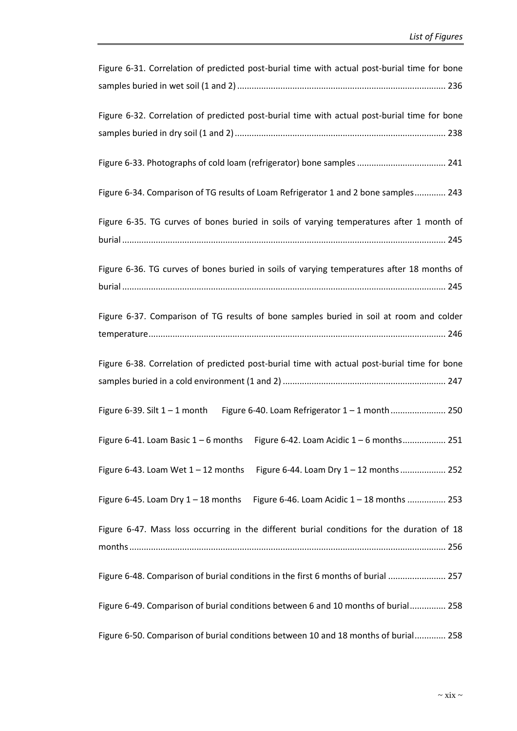Figure 6-31. Correlation of predicted post-burial time with actual post-burial time for bone samples buried in wet soil (1 and 2) ...................................................................................... 236

Figure 6-32. Correlation of predicted post-burial time with actual post-burial time for bone samples buried in dry soil (1 and 2) ....................................................................................... 238

Figure 6-33. Photographs of cold loam (refrigerator) bone samples .................................... 241

Figure 6-34. Comparison of TG results of Loam Refrigerator 1 and 2 bone samples............. 243

Figure 6-35. TG curves of bones buried in soils of varying temperatures after 1 month of burial ...................................................................................................................................... 245

Figure 6-36. TG curves of bones buried in soils of varying temperatures after 18 months of burial ...................................................................................................................................... 245

Figure 6-37. Comparison of TG results of bone samples buried in soil at room and colder temperature........................................................................................................................... 246

Figure 6-38. Correlation of predicted post-burial time with actual post-burial time for bone samples buried in a cold environment (1 and 2) ................................................................... 247

Figure 6-39. Silt 1 – 1 month     Figure 6-40. Loam Refrigerator 1 – 1 month ....................... 250

Figure 6-41. Loam Basic 1 – 6 months     Figure 6-42. Loam Acidic 1 – 6 months.................. 251

Figure 6-43. Loam Wet 1 – 12 months     Figure 6-44. Loam Dry 1 – 12 months ................... 252

Figure 6-45. Loam Dry 1 – 18 months     Figure 6-46. Loam Acidic 1 – 18 months ................ 253

Figure 6-47. Mass loss occurring in the different burial conditions for the duration of 18 months .................................................................................................................................. 256

Figure 6-48. Comparison of burial conditions in the first 6 months of burial ........................ 257

Figure 6-49. Comparison of burial conditions between 6 and 10 months of burial............... 258

Figure 6-50. Comparison of burial conditions between 10 and 18 months of burial............. 258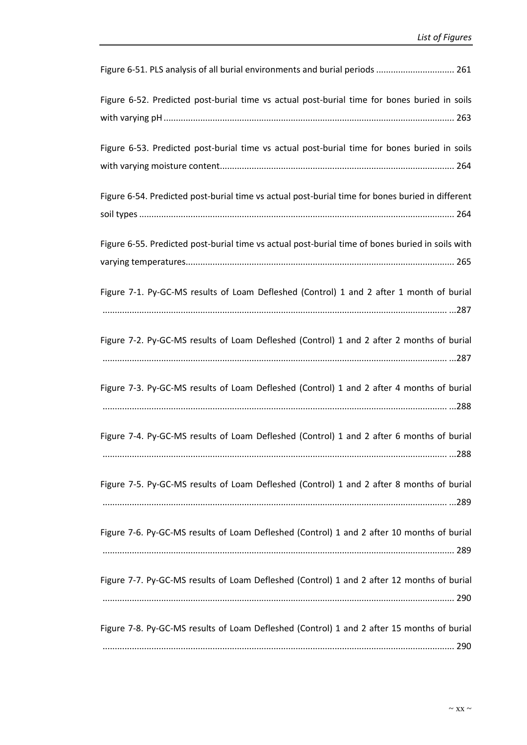Figure 6-51. PLS analysis of all burial environments and burial periods ................................ 261

Figure 6-52. Predicted post-burial time vs actual post-burial time for bones buried in soils with varying pH ..................................................................................................................... 263

Figure 6-53. Predicted post-burial time vs actual post-burial time for bones buried in soils with varying moisture content.............................................................................................. 264

Figure 6-54. Predicted post-burial time vs actual post-burial time for bones buried in different soil types ............................................................................................................................... 264

Figure 6-55. Predicted post-burial time vs actual post-burial time of bones buried in soils with varying temperatures............................................................................................................ 265

Figure 7-1. Py-GC-MS results of Loam Defleshed (Control) 1 and 2 after 1 month of burial ........................................................................................................................................... ...287

Figure 7-2. Py-GC-MS results of Loam Defleshed (Control) 1 and 2 after 2 months of burial ........................................................................................................................................... ...287

Figure 7-3. Py-GC-MS results of Loam Defleshed (Control) 1 and 2 after 4 months of burial ........................................................................................................................................... ...288

Figure 7-4. Py-GC-MS results of Loam Defleshed (Control) 1 and 2 after 6 months of burial ........................................................................................................................................... ...288

Figure 7-5. Py-GC-MS results of Loam Defleshed (Control) 1 and 2 after 8 months of burial ........................................................................................................................................... ...289

Figure 7-6. Py-GC-MS results of Loam Defleshed (Control) 1 and 2 after 10 months of burial ............................................................................................................................................. 289

Figure 7-7. Py-GC-MS results of Loam Defleshed (Control) 1 and 2 after 12 months of burial ............................................................................................................................................. 290

Figure 7-8. Py-GC-MS results of Loam Defleshed (Control) 1 and 2 after 15 months of burial ............................................................................................................................................. 290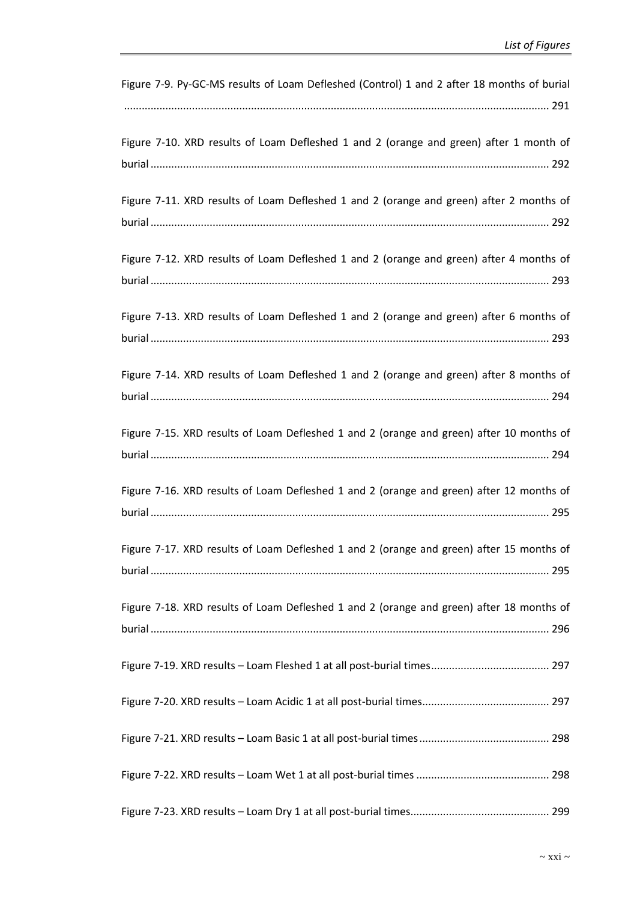Figure 7-9. Py-GC-MS results of Loam Defleshed (Control) 1 and 2 after 18 months of burial ............................................................................................................................................ 291

Figure 7-10. XRD results of Loam Defleshed 1 and 2 (orange and green) after 1 month of burial ..................................................................................................................................... 292

Figure 7-11. XRD results of Loam Defleshed 1 and 2 (orange and green) after 2 months of burial ..................................................................................................................................... 292

Figure 7-12. XRD results of Loam Defleshed 1 and 2 (orange and green) after 4 months of burial ..................................................................................................................................... 293

Figure 7-13. XRD results of Loam Defleshed 1 and 2 (orange and green) after 6 months of burial ..................................................................................................................................... 293

Figure 7-14. XRD results of Loam Defleshed 1 and 2 (orange and green) after 8 months of burial ..................................................................................................................................... 294

Figure 7-15. XRD results of Loam Defleshed 1 and 2 (orange and green) after 10 months of burial ..................................................................................................................................... 294

Figure 7-16. XRD results of Loam Defleshed 1 and 2 (orange and green) after 12 months of burial ..................................................................................................................................... 295

Figure 7-17. XRD results of Loam Defleshed 1 and 2 (orange and green) after 15 months of burial ..................................................................................................................................... 295

Figure 7-18. XRD results of Loam Defleshed 1 and 2 (orange and green) after 18 months of burial ..................................................................................................................................... 296

Figure 7-19. XRD results – Loam Fleshed 1 at all post-burial times........................................ 297

Figure 7-20. XRD results – Loam Acidic 1 at all post-burial times........................................... 297

Figure 7-21. XRD results – Loam Basic 1 at all post-burial times............................................ 298

Figure 7-22. XRD results – Loam Wet 1 at all post-burial times ............................................. 298

Figure 7-23. XRD results – Loam Dry 1 at all post-burial times............................................... 299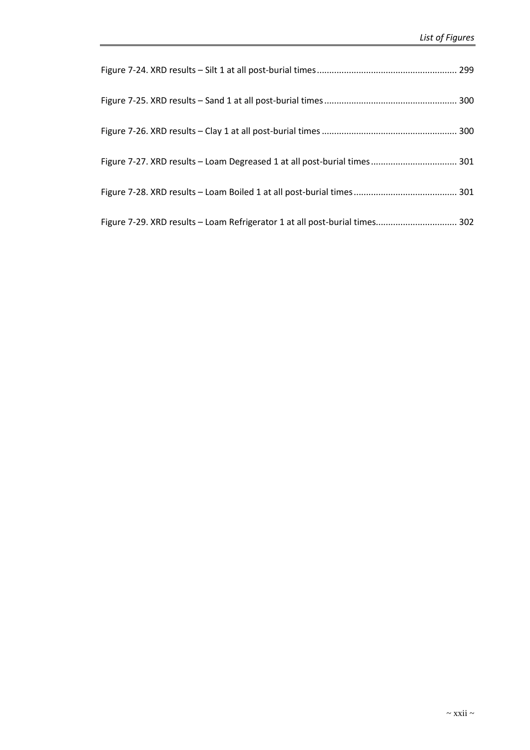Figure 7-24. XRD results – Silt 1 at all post-burial times ........................................................ 299

Figure 7-25. XRD results – Sand 1 at all post-burial times ..................................................... 300

Figure 7-26. XRD results – Clay 1 at all post-burial times ...................................................... 300

Figure 7-27. XRD results – Loam Degreased 1 at all post-burial times .................................. 301

Figure 7-28. XRD results – Loam Boiled 1 at all post-burial times .......................................... 301

Figure 7-29. XRD results – Loam Refrigerator 1 at all post-burial times................................ 302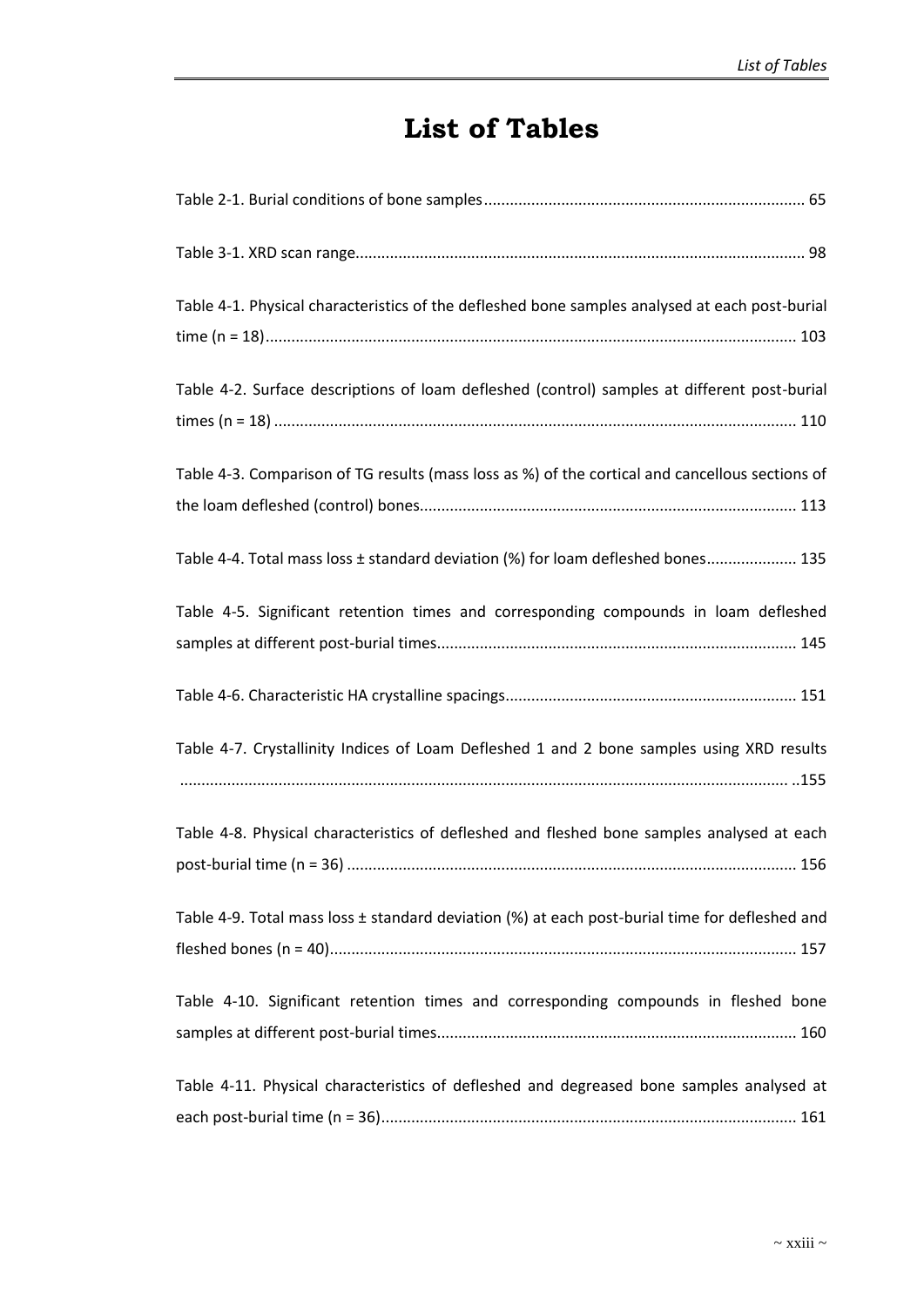# List of Tables

Table 2-1. Burial conditions of bone samples ........................................................................... 65

Table 3-1. XRD scan range........................................................................................................ 98

Table 4-1. Physical characteristics of the defleshed bone samples analysed at each post-burial time (n = 18)........................................................................................................................... 103

Table 4-2. Surface descriptions of loam defleshed (control) samples at different post-burial times (n = 18) ......................................................................................................................... 110

Table 4-3. Comparison of TG results (mass loss as %) of the cortical and cancellous sections of the loam defleshed (control) bones........................................................................................ 113

Table 4-4. Total mass loss ± standard deviation (%) for loam defleshed bones..................... 135

Table 4-5. Significant retention times and corresponding compounds in loam defleshed samples at different post-burial times.................................................................................... 145

Table 4-6. Characteristic HA crystalline spacings.................................................................... 151

Table 4-7. Crystallinity Indices of Loam Defleshed 1 and 2 bone samples using XRD results ..............................................................................................................................................155

Table 4-8. Physical characteristics of defleshed and fleshed bone samples analysed at each post-burial time (n = 36) ........................................................................................................ 156

Table 4-9. Total mass loss ± standard deviation (%) at each post-burial time for defleshed and fleshed bones (n = 40)............................................................................................................ 157

Table 4-10. Significant retention times and corresponding compounds in fleshed bone samples at different post-burial times.................................................................................... 160

Table 4-11. Physical characteristics of defleshed and degreased bone samples analysed at each post-burial time (n = 36)................................................................................................. 161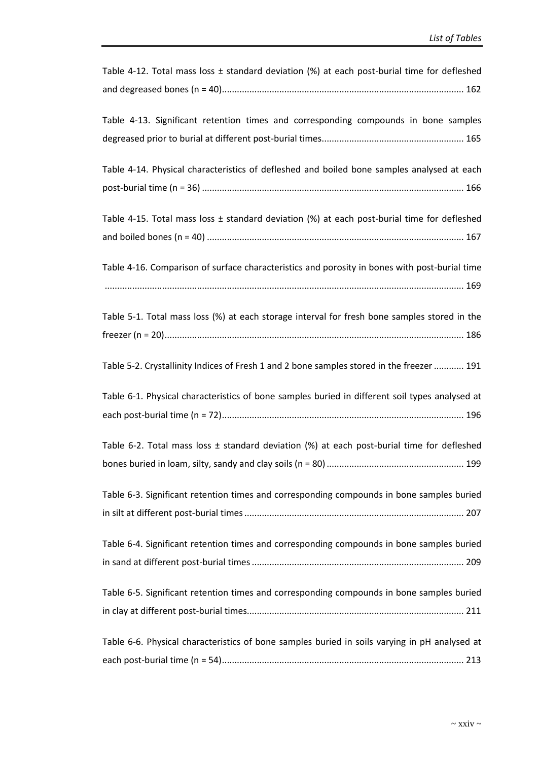Table 4-12. Total mass loss ± standard deviation (%) at each post-burial time for defleshed and degreased bones (n = 40)................................................................................................ 162

Table 4-13. Significant retention times and corresponding compounds in bone samples degreased prior to burial at different post-burial times......................................................... 165

Table 4-14. Physical characteristics of defleshed and boiled bone samples analysed at each post-burial time (n = 36) ........................................................................................................ 166

Table 4-15. Total mass loss ± standard deviation (%) at each post-burial time for defleshed and boiled bones (n = 40) ...................................................................................................... 167

Table 4-16. Comparison of surface characteristics and porosity in bones with post-burial time ............................................................................................................................................. 169

Table 5-1. Total mass loss (%) at each storage interval for fresh bone samples stored in the freezer (n = 20)....................................................................................................................... 186

Table 5-2. Crystallinity Indices of Fresh 1 and 2 bone samples stored in the freezer ............ 191

Table 6-1. Physical characteristics of bone samples buried in different soil types analysed at each post-burial time (n = 72)................................................................................................ 196

Table 6-2. Total mass loss ± standard deviation (%) at each post-burial time for defleshed bones buried in loam, silty, sandy and clay soils (n = 80) ....................................................... 199

Table 6-3. Significant retention times and corresponding compounds in bone samples buried in silt at different post-burial times ....................................................................................... 207

Table 6-4. Significant retention times and corresponding compounds in bone samples buried in sand at different post-burial times .................................................................................... 209

Table 6-5. Significant retention times and corresponding compounds in bone samples buried in clay at different post-burial times...................................................................................... 211

Table 6-6. Physical characteristics of bone samples buried in soils varying in pH analysed at each post-burial time (n = 54)................................................................................................ 213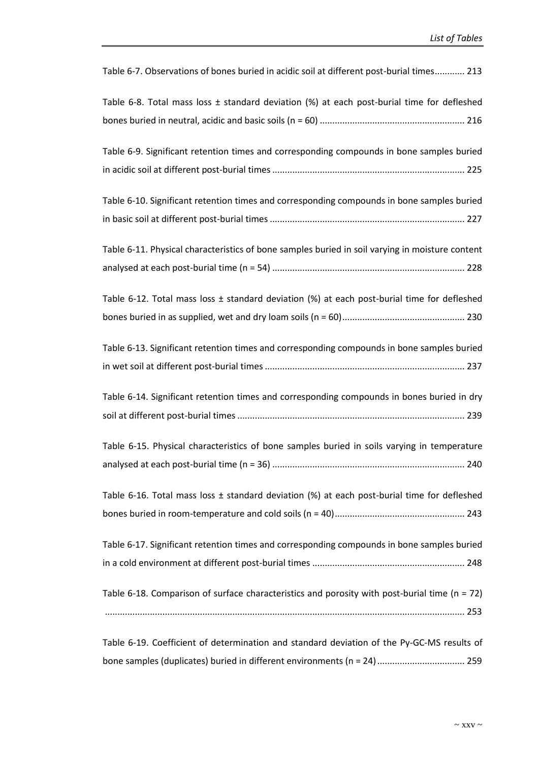Table 6-7. Observations of bones buried in acidic soil at different post-burial times............ 213

Table 6-8. Total mass loss ± standard deviation (%) at each post-burial time for defleshed bones buried in neutral, acidic and basic soils (n = 60) ......................................................... 216

Table 6-9. Significant retention times and corresponding compounds in bone samples buried in acidic soil at different post-burial times ........................................................................... 225

Table 6-10. Significant retention times and corresponding compounds in bone samples buried in basic soil at different post-burial times ............................................................................ 227

Table 6-11. Physical characteristics of bone samples buried in soil varying in moisture content analysed at each post-burial time (n = 54) ............................................................................ 228

Table 6-12. Total mass loss ± standard deviation (%) at each post-burial time for defleshed bones buried in as supplied, wet and dry loam soils (n = 60)................................................ 230

Table 6-13. Significant retention times and corresponding compounds in bone samples buried in wet soil at different post-burial times ............................................................................... 237

Table 6-14. Significant retention times and corresponding compounds in bones buried in dry soil at different post-burial times .......................................................................................... 239

Table 6-15. Physical characteristics of bone samples buried in soils varying in temperature analysed at each post-burial time (n = 36) ............................................................................ 240

Table 6-16. Total mass loss ± standard deviation (%) at each post-burial time for defleshed bones buried in room-temperature and cold soils (n = 40)................................................... 243

Table 6-17. Significant retention times and corresponding compounds in bone samples buried in a cold environment at different post-burial times ............................................................ 248

Table 6-18. Comparison of surface characteristics and porosity with post-burial time (n = 72) ............................................................................................................................................. 253

Table 6-19. Coefficient of determination and standard deviation of the Py-GC-MS results of bone samples (duplicates) buried in different environments (n = 24) .................................. 259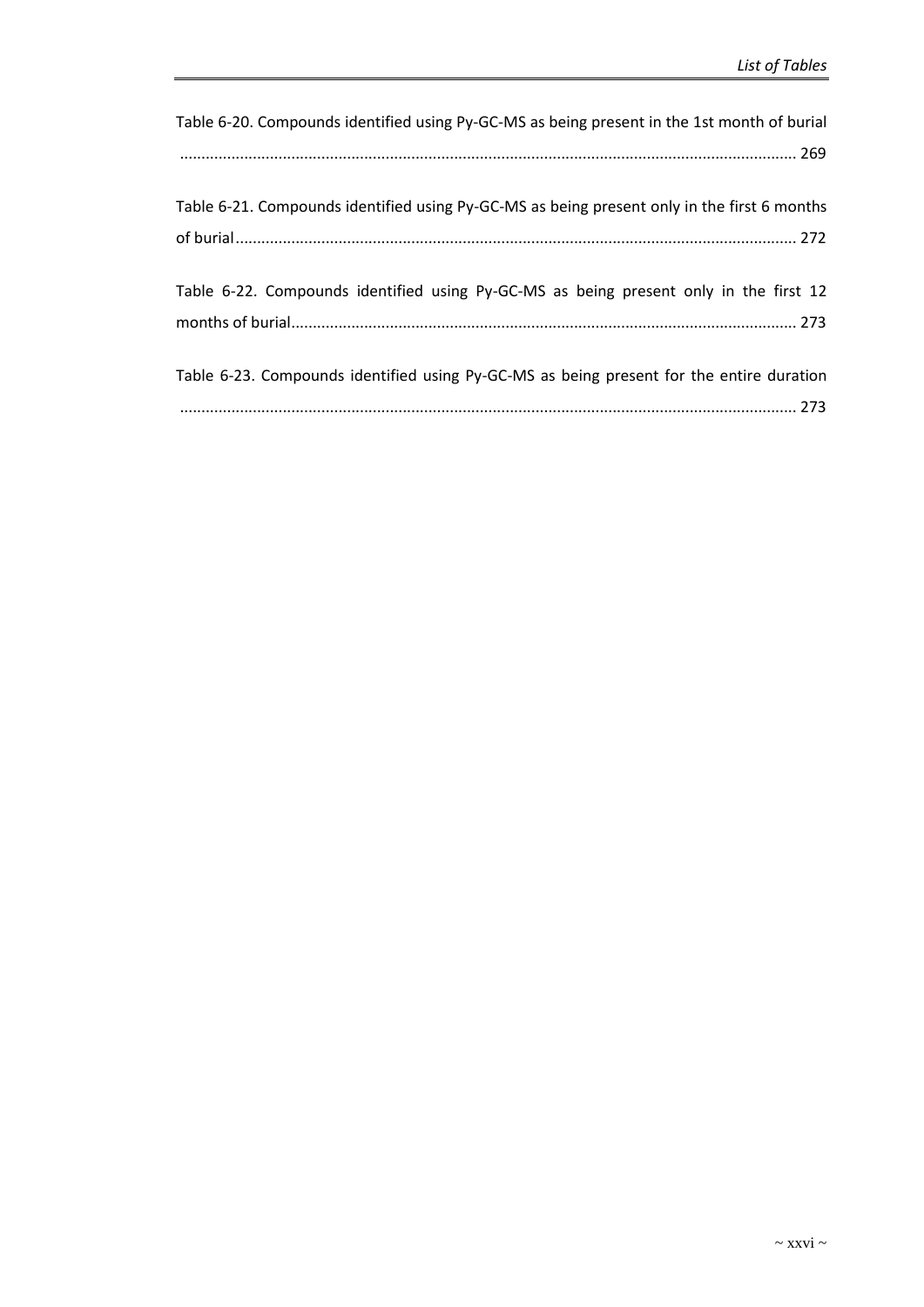Table 6-20. Compounds identified using Py-GC-MS as being present in the 1st month of burial ............................................................................................................................................. 269

Table 6-21. Compounds identified using Py-GC-MS as being present only in the first 6 months of burial ................................................................................................................................. 272

Table 6-22. Compounds identified using Py-GC-MS as being present only in the first 12 months of burial ..................................................................................................................... 273

Table 6-23. Compounds identified using Py-GC-MS as being present for the entire duration ............................................................................................................................................. 273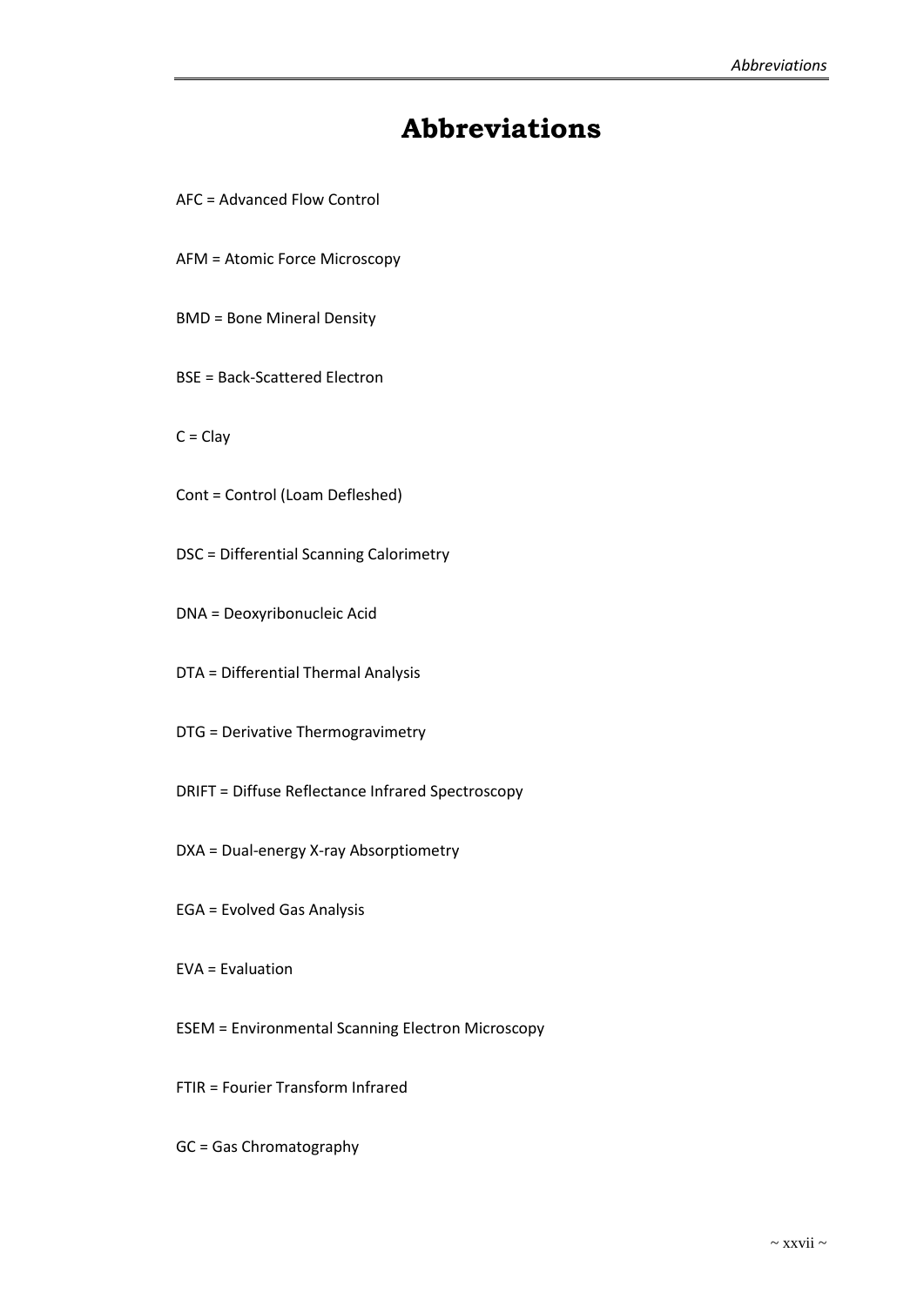# Abbreviations

AFC = Advanced Flow Control

AFM = Atomic Force Microscopy

BMD = Bone Mineral Density

BSE = Back-Scattered Electron

C = Clay

Cont = Control (Loam Defleshed)

DSC = Differential Scanning Calorimetry

DNA = Deoxyribonucleic Acid

DTA = Differential Thermal Analysis

DTG = Derivative Thermogravimetry

DRIFT = Diffuse Reflectance Infrared Spectroscopy

DXA = Dual-energy X-ray Absorptiometry

EGA = Evolved Gas Analysis

EVA = Evaluation

ESEM = Environmental Scanning Electron Microscopy

FTIR = Fourier Transform Infrared

GC = Gas Chromatography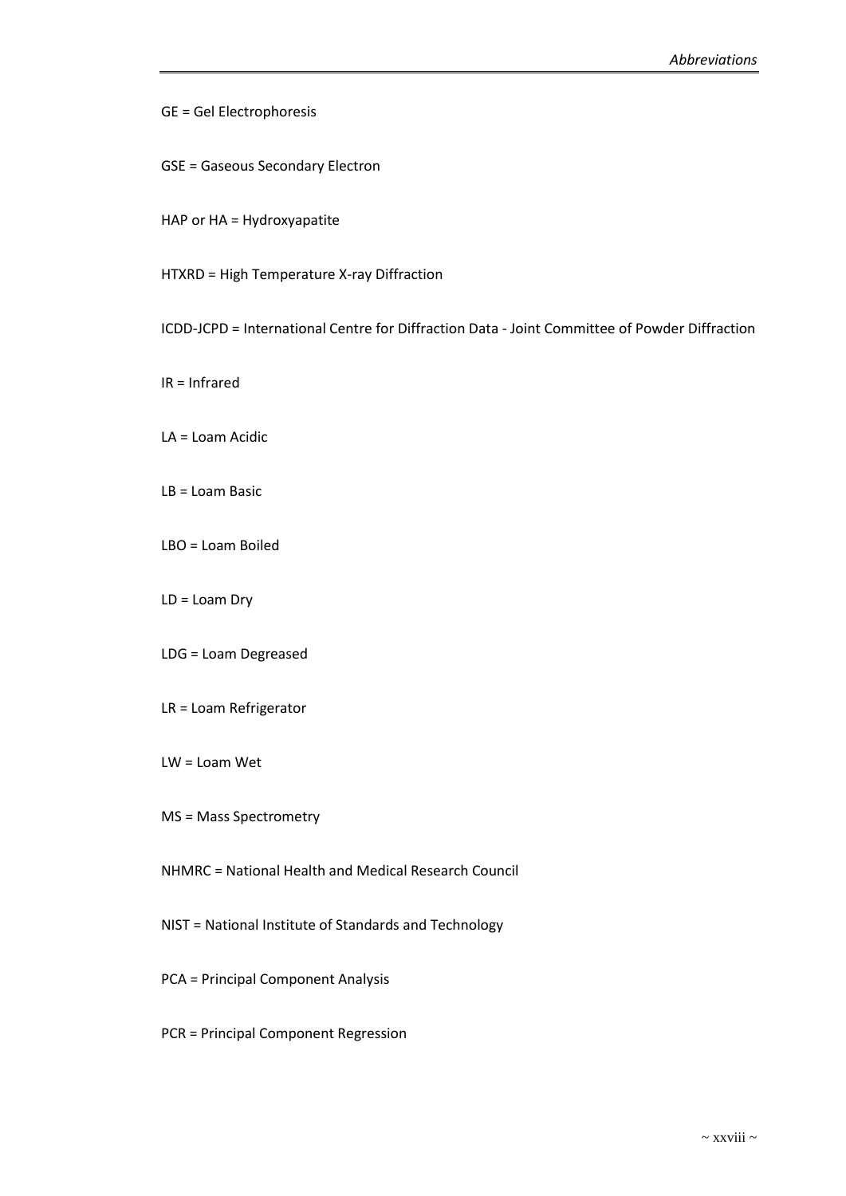GE = Gel Electrophoresis

GSE = Gaseous Secondary Electron

HAP or HA = Hydroxyapatite

HTXRD = High Temperature X-ray Diffraction

ICDD-JCPD = International Centre for Diffraction Data - Joint Committee of Powder Diffraction

IR = Infrared

LA = Loam Acidic

LB = Loam Basic

LBO = Loam Boiled

LD = Loam Dry

LDG = Loam Degreased

LR = Loam Refrigerator

LW = Loam Wet

MS = Mass Spectrometry

NHMRC = National Health and Medical Research Council

NIST = National Institute of Standards and Technology

PCA = Principal Component Analysis

PCR = Principal Component Regression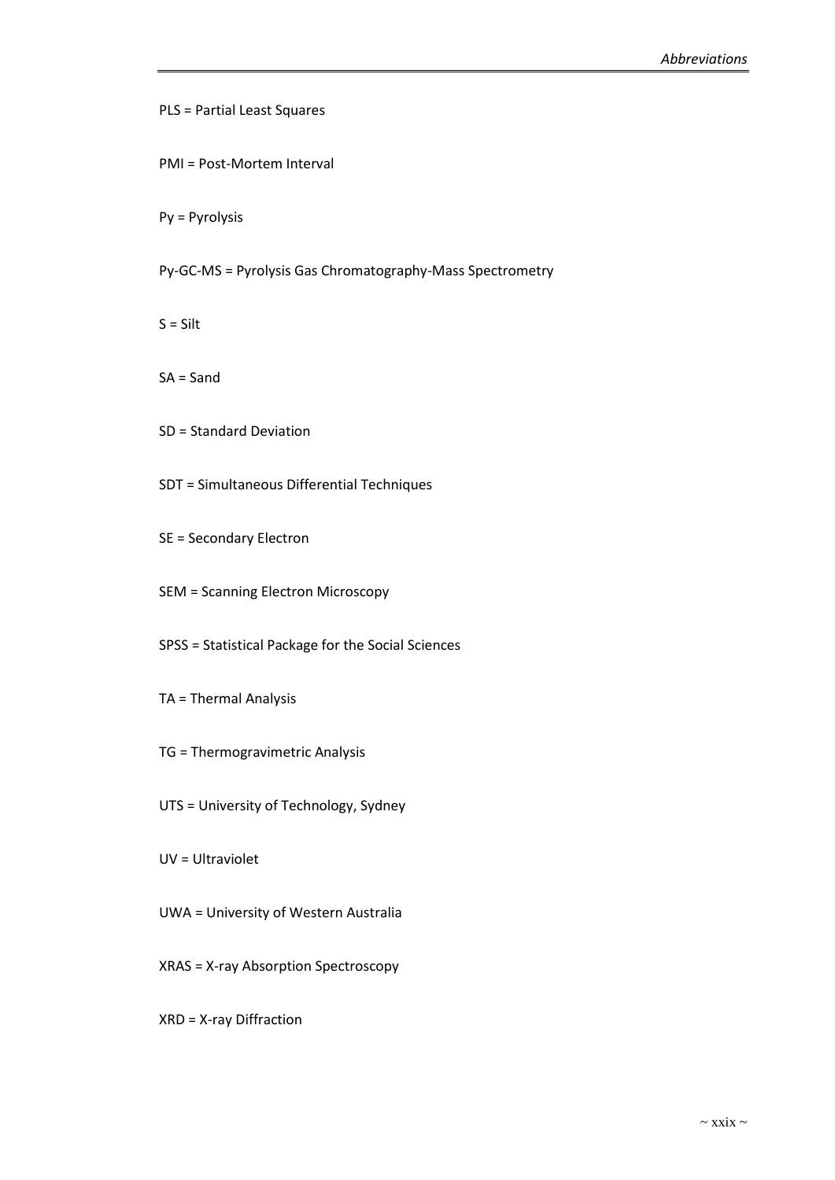PLS = Partial Least Squares

PMI = Post-Mortem Interval

Py = Pyrolysis

Py-GC-MS = Pyrolysis Gas Chromatography-Mass Spectrometry

S = Silt

SA = Sand

SD = Standard Deviation

SDT = Simultaneous Differential Techniques

SE = Secondary Electron

SEM = Scanning Electron Microscopy

SPSS = Statistical Package for the Social Sciences

TA = Thermal Analysis

TG = Thermogravimetric Analysis

UTS = University of Technology, Sydney

UV = Ultraviolet

UWA = University of Western Australia

XRAS = X-ray Absorption Spectroscopy

XRD = X-ray Diffraction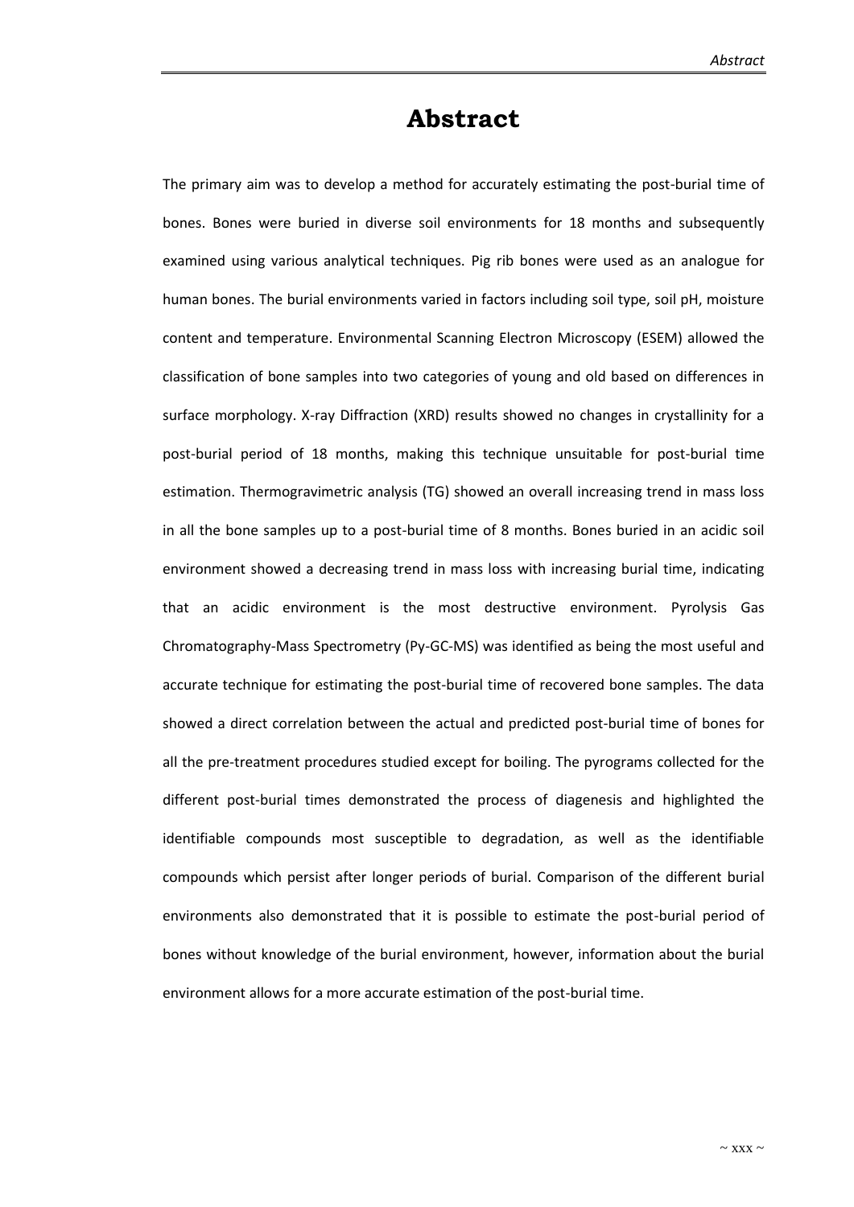# Abstract

The primary aim was to develop a method for accurately estimating the post-burial time of bones. Bones were buried in diverse soil environments for 18 months and subsequently examined using various analytical techniques. Pig rib bones were used as an analogue for human bones. The burial environments varied in factors including soil type, soil pH, moisture content and temperature. Environmental Scanning Electron Microscopy (ESEM) allowed the classification of bone samples into two categories of young and old based on differences in surface morphology. X-ray Diffraction (XRD) results showed no changes in crystallinity for a post-burial period of 18 months, making this technique unsuitable for post-burial time estimation. Thermogravimetric analysis (TG) showed an overall increasing trend in mass loss in all the bone samples up to a post-burial time of 8 months. Bones buried in an acidic soil environment showed a decreasing trend in mass loss with increasing burial time, indicating that an acidic environment is the most destructive environment. Pyrolysis Gas Chromatography-Mass Spectrometry (Py-GC-MS) was identified as being the most useful and accurate technique for estimating the post-burial time of recovered bone samples. The data showed a direct correlation between the actual and predicted post-burial time of bones for all the pre-treatment procedures studied except for boiling. The pyrograms collected for the different post-burial times demonstrated the process of diagenesis and highlighted the identifiable compounds most susceptible to degradation, as well as the identifiable compounds which persist after longer periods of burial. Comparison of the different burial environments also demonstrated that it is possible to estimate the post-burial period of bones without knowledge of the burial environment, however, information about the burial environment allows for a more accurate estimation of the post-burial time.